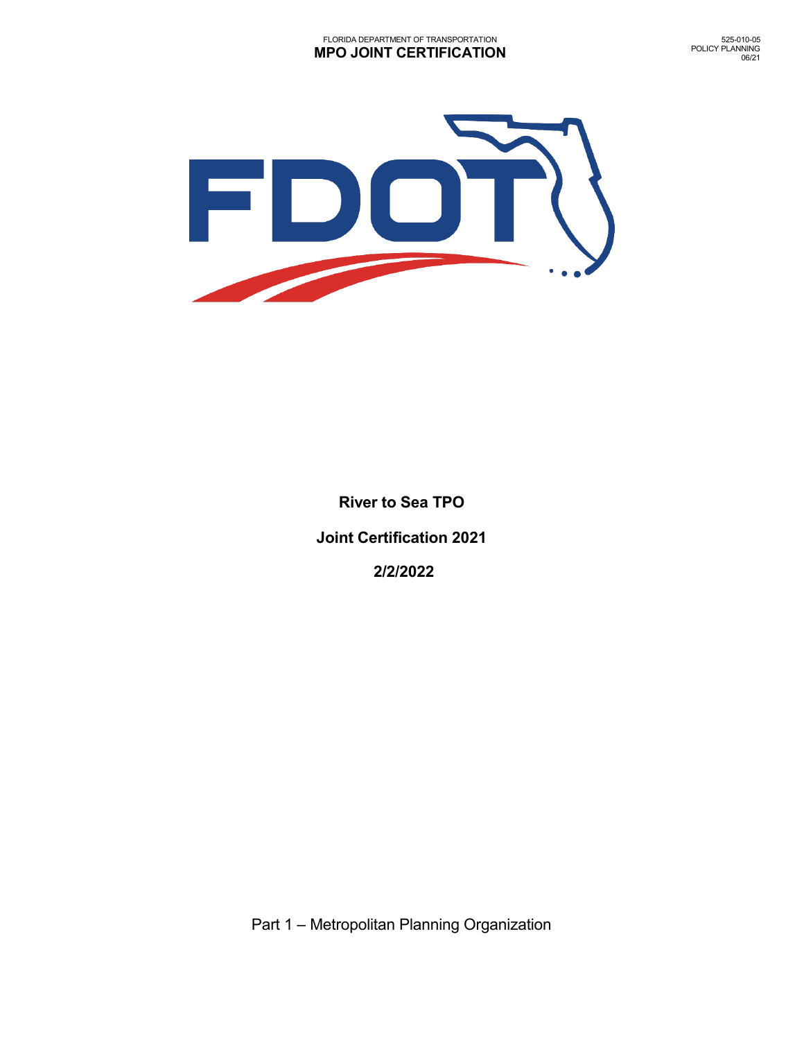FLORIDA DEPARTMENT OF TRANSPORTATION

# MPO JOINT CERTIFICATION

525-010-05
POLICY PLANNING
06/21

**River to Sea TPO**

**Joint Certification 2021**

**2/2/2022**

Part 1 – Metropolitan Planning Organization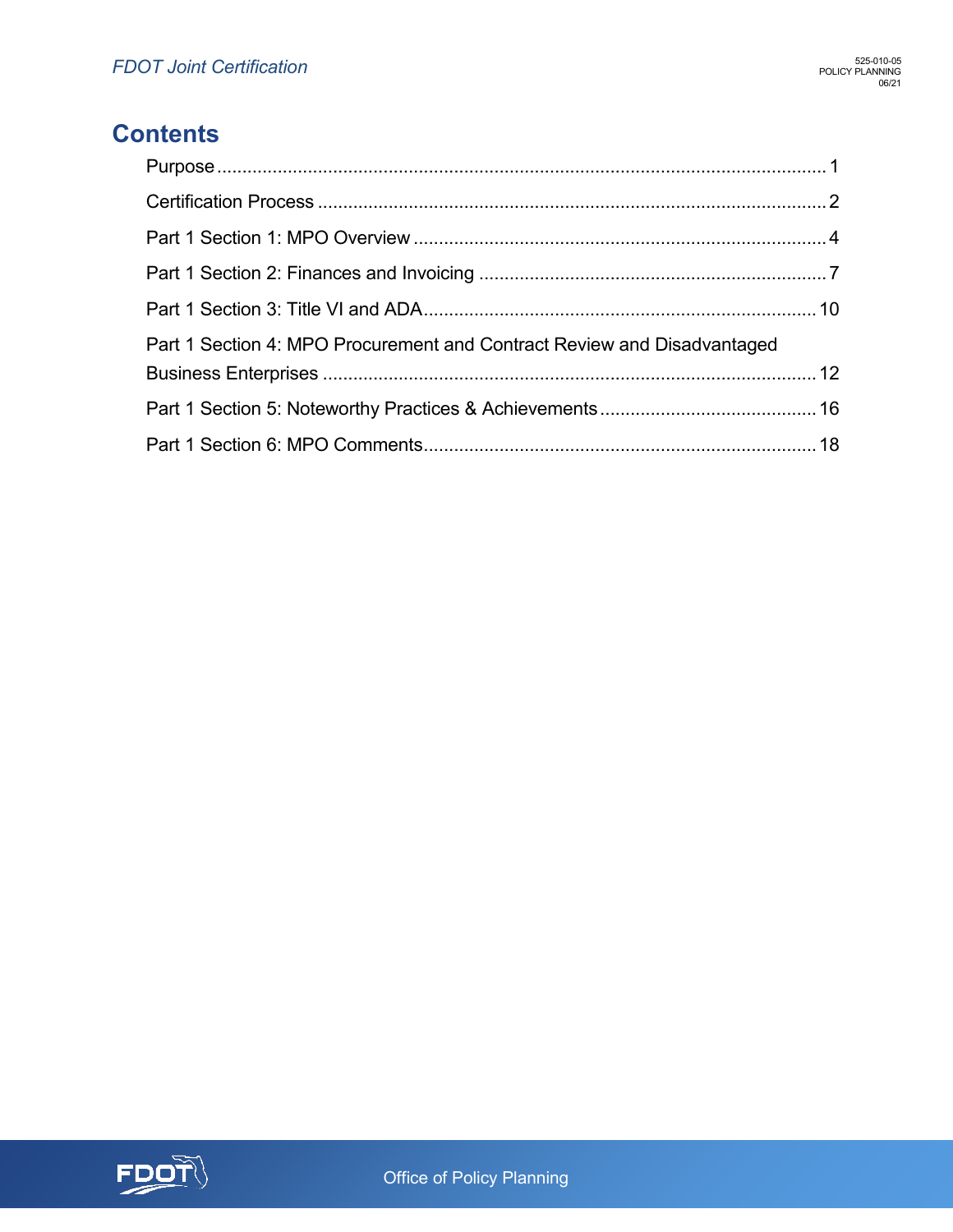# Contents

- Purpose ........ 1
- Certification Process ........ 2
- Part 1 Section 1: MPO Overview ........ 4
- Part 1 Section 2: Finances and Invoicing ........ 7
- Part 1 Section 3: Title VI and ADA ........ 10
- Part 1 Section 4: MPO Procurement and Contract Review and Disadvantaged Business Enterprises ........ 12
- Part 1 Section 5: Noteworthy Practices & Achievements ........ 16
- Part 1 Section 6: MPO Comments ........ 18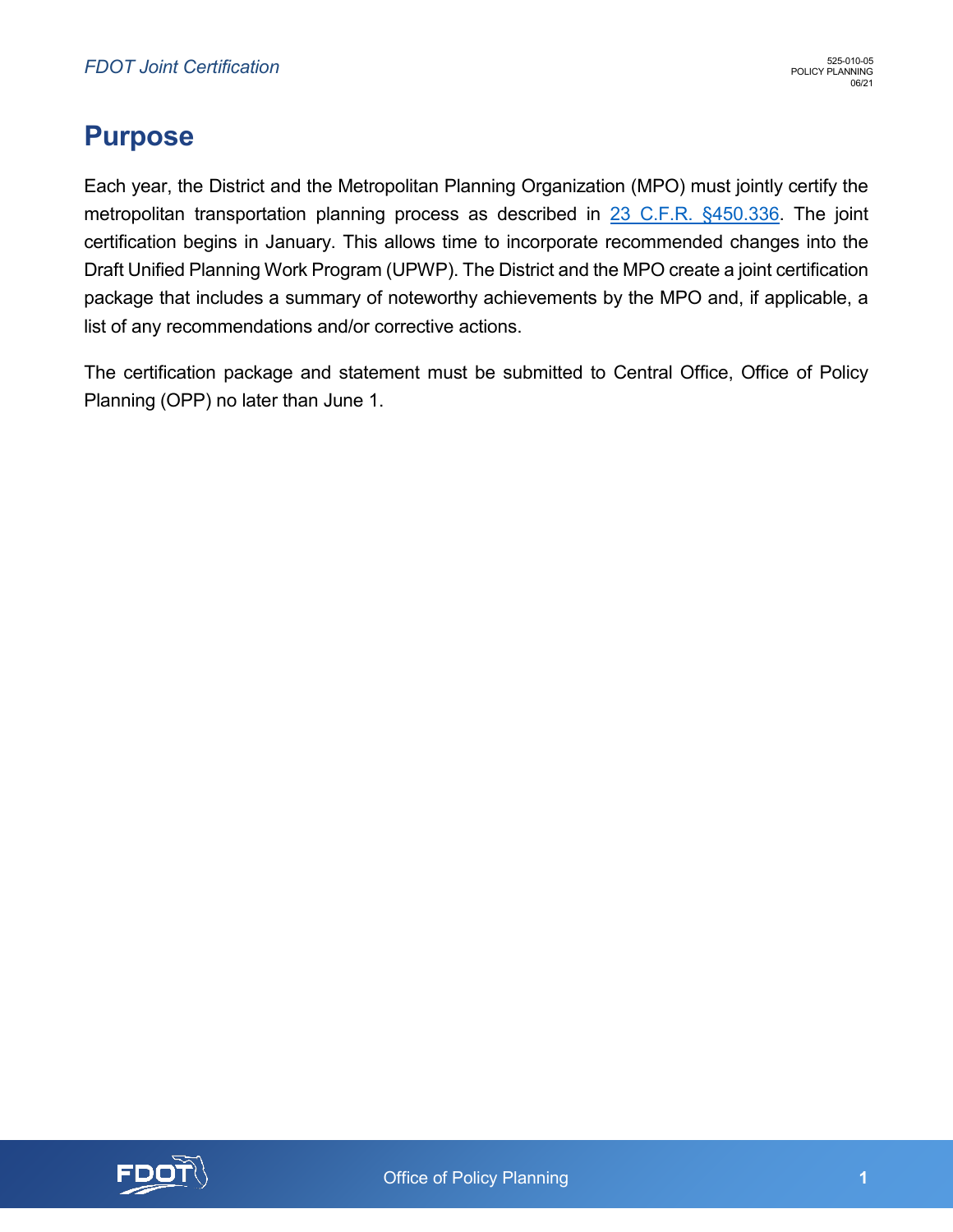# Purpose

Each year, the District and the Metropolitan Planning Organization (MPO) must jointly certify the metropolitan transportation planning process as described in [23 C.F.R. §450.336](). The joint certification begins in January. This allows time to incorporate recommended changes into the Draft Unified Planning Work Program (UPWP). The District and the MPO create a joint certification package that includes a summary of noteworthy achievements by the MPO and, if applicable, a list of any recommendations and/or corrective actions.

The certification package and statement must be submitted to Central Office, Office of Policy Planning (OPP) no later than June 1.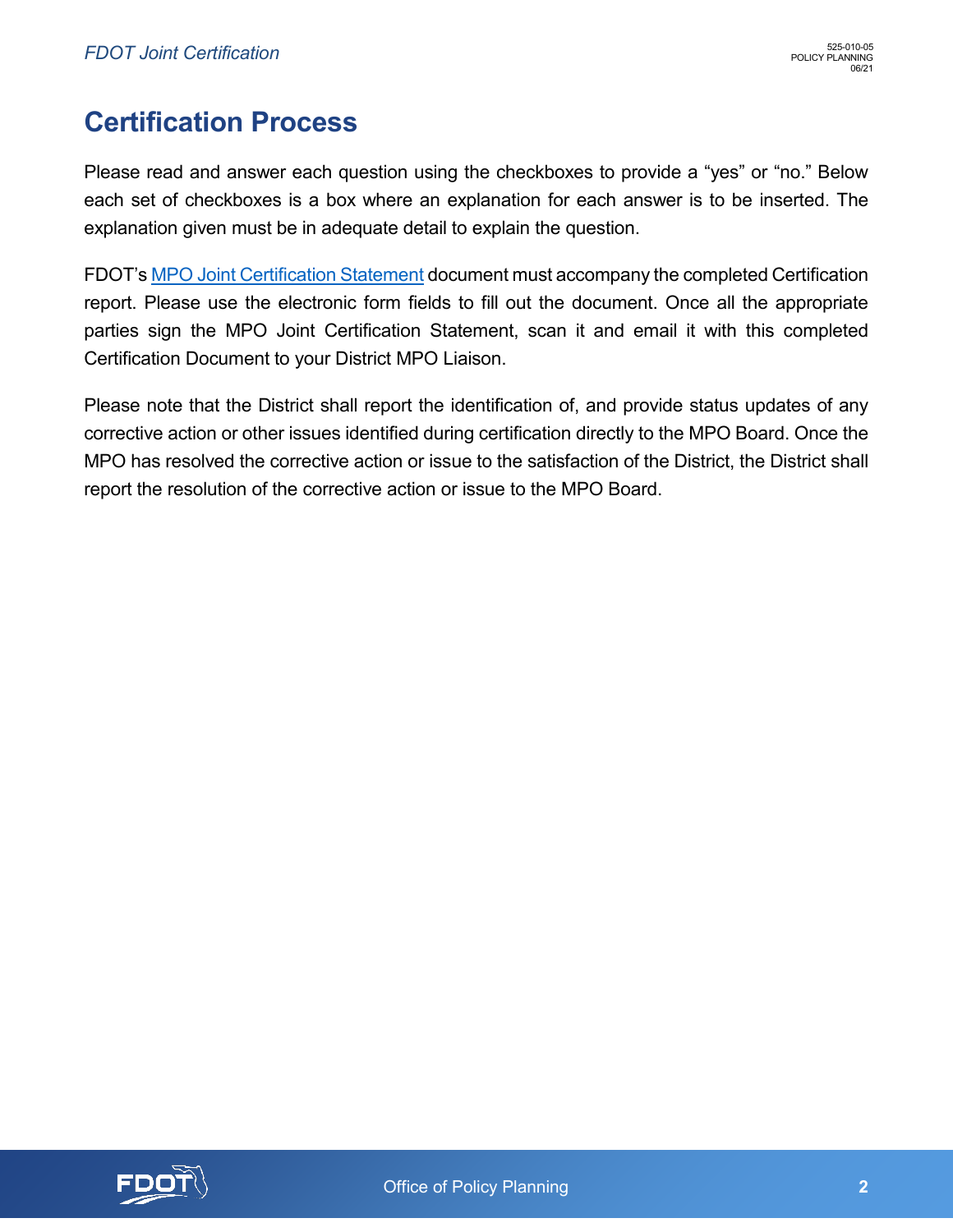# Certification Process

Please read and answer each question using the checkboxes to provide a “yes” or “no.” Below each set of checkboxes is a box where an explanation for each answer is to be inserted. The explanation given must be in adequate detail to explain the question.

FDOT’s MPO Joint Certification Statement document must accompany the completed Certification report. Please use the electronic form fields to fill out the document. Once all the appropriate parties sign the MPO Joint Certification Statement, scan it and email it with this completed Certification Document to your District MPO Liaison.

Please note that the District shall report the identification of, and provide status updates of any corrective action or other issues identified during certification directly to the MPO Board. Once the MPO has resolved the corrective action or issue to the satisfaction of the District, the District shall report the resolution of the corrective action or issue to the MPO Board.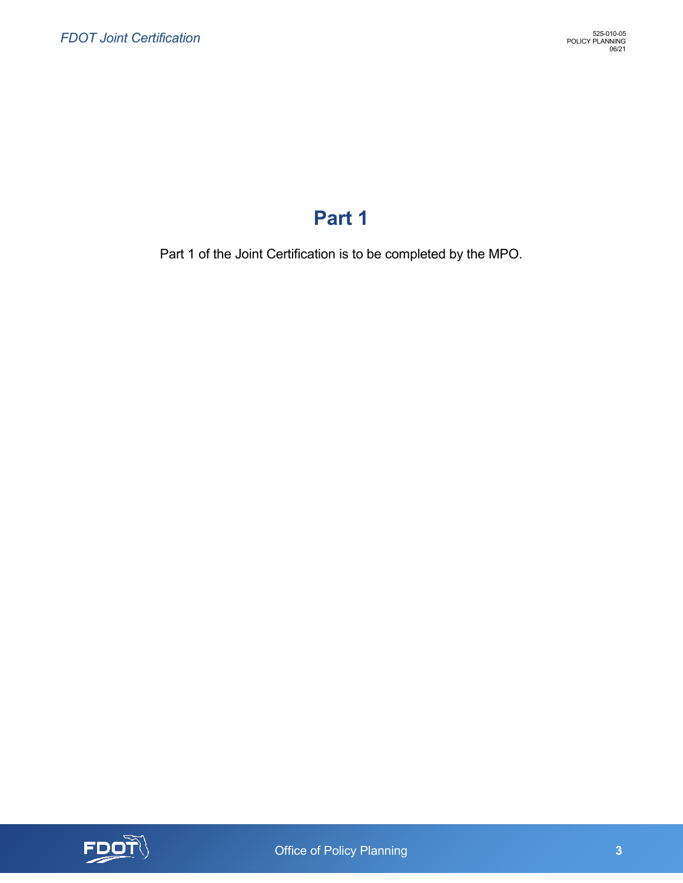# Part 1

Part 1 of the Joint Certification is to be completed by the MPO.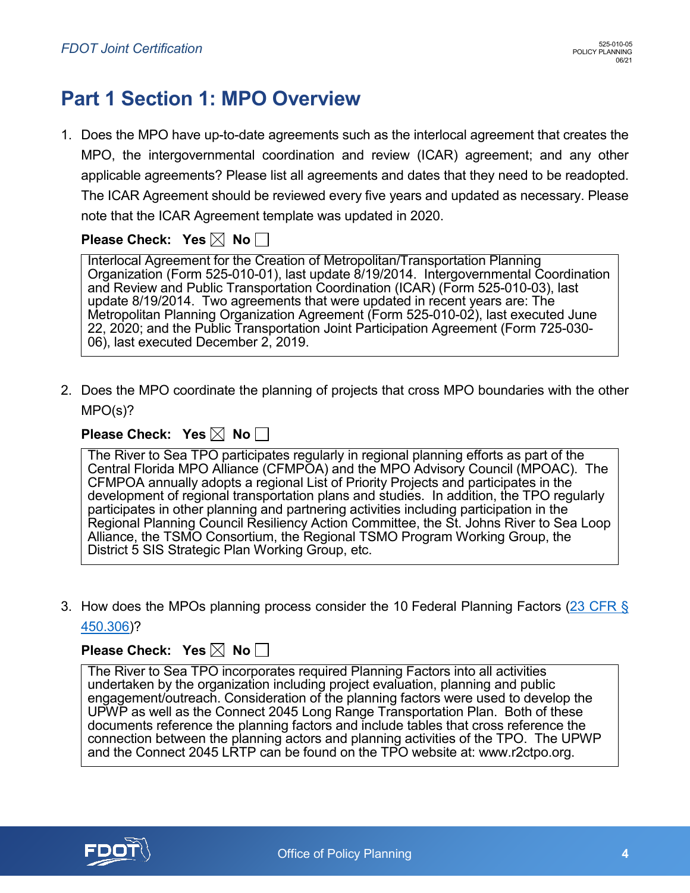# Part 1 Section 1: MPO Overview

1. Does the MPO have up-to-date agreements such as the interlocal agreement that creates the MPO, the intergovernmental coordination and review (ICAR) agreement; and any other applicable agreements? Please list all agreements and dates that they need to be readopted. The ICAR Agreement should be reviewed every five years and updated as necessary. Please note that the ICAR Agreement template was updated in 2020.

   **Please Check: Yes** ☒ **No** ☐

   Interlocal Agreement for the Creation of Metropolitan/Transportation Planning Organization (Form 525-010-01), last update 8/19/2014. Intergovernmental Coordination and Review and Public Transportation Coordination (ICAR) (Form 525-010-03), last update 8/19/2014. Two agreements that were updated in recent years are: The Metropolitan Planning Organization Agreement (Form 525-010-02), last executed June 22, 2020; and the Public Transportation Joint Participation Agreement (Form 725-030-06), last executed December 2, 2019.

2. Does the MPO coordinate the planning of projects that cross MPO boundaries with the other MPO(s)?

   **Please Check: Yes** ☒ **No** ☐

   The River to Sea TPO participates regularly in regional planning efforts as part of the Central Florida MPO Alliance (CFMPOA) and the MPO Advisory Council (MPOAC). The CFMPOA annually adopts a regional List of Priority Projects and participates in the development of regional transportation plans and studies. In addition, the TPO regularly participates in other planning and partnering activities including participation in the Regional Planning Council Resiliency Action Committee, the St. Johns River to Sea Loop Alliance, the TSMO Consortium, the Regional TSMO Program Working Group, the District 5 SIS Strategic Plan Working Group, etc.

3. How does the MPOs planning process consider the 10 Federal Planning Factors (23 CFR § 450.306)?

   **Please Check: Yes** ☒ **No** ☐

   The River to Sea TPO incorporates required Planning Factors into all activities undertaken by the organization including project evaluation, planning and public engagement/outreach. Consideration of the planning factors were used to develop the UPWP as well as the Connect 2045 Long Range Transportation Plan. Both of these documents reference the planning factors and include tables that cross reference the connection between the planning actors and planning activities of the TPO. The UPWP and the Connect 2045 LRTP can be found on the TPO website at: www.r2ctpo.org.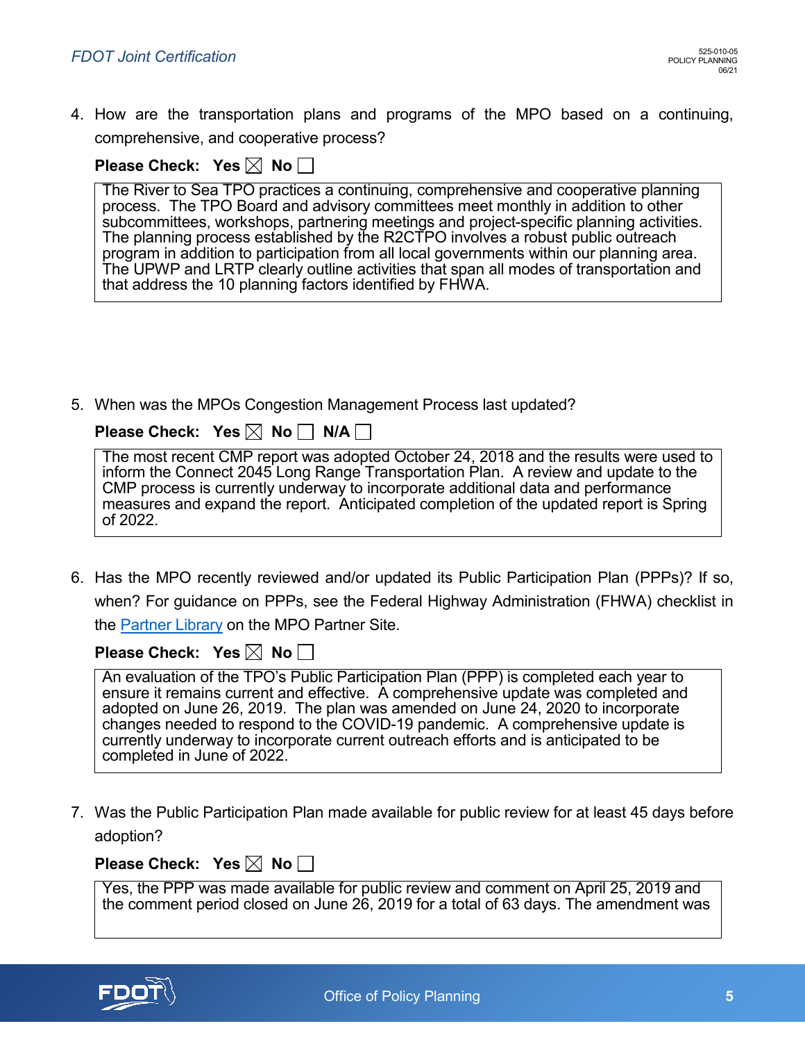4. How are the transportation plans and programs of the MPO based on a continuing, comprehensive, and cooperative process?

**Please Check: Yes** ☒ **No** ☐

> The River to Sea TPO practices a continuing, comprehensive and cooperative planning process. The TPO Board and advisory committees meet monthly in addition to other subcommittees, workshops, partnering meetings and project-specific planning activities. The planning process established by the R2CTPO involves a robust public outreach program in addition to participation from all local governments within our planning area. The UPWP and LRTP clearly outline activities that span all modes of transportation and that address the 10 planning factors identified by FHWA.

5. When was the MPOs Congestion Management Process last updated?

**Please Check: Yes** ☒ **No** ☐ **N/A** ☐

> The most recent CMP report was adopted October 24, 2018 and the results were used to inform the Connect 2045 Long Range Transportation Plan. A review and update to the CMP process is currently underway to incorporate additional data and performance measures and expand the report. Anticipated completion of the updated report is Spring of 2022.

6. Has the MPO recently reviewed and/or updated its Public Participation Plan (PPPs)? If so, when? For guidance on PPPs, see the Federal Highway Administration (FHWA) checklist in the Partner Library on the MPO Partner Site.

**Please Check: Yes** ☒ **No** ☐

> An evaluation of the TPO's Public Participation Plan (PPP) is completed each year to ensure it remains current and effective. A comprehensive update was completed and adopted on June 26, 2019. The plan was amended on June 24, 2020 to incorporate changes needed to respond to the COVID-19 pandemic. A comprehensive update is currently underway to incorporate current outreach efforts and is anticipated to be completed in June of 2022.

7. Was the Public Participation Plan made available for public review for at least 45 days before adoption?

**Please Check: Yes** ☒ **No** ☐

> Yes, the PPP was made available for public review and comment on April 25, 2019 and the comment period closed on June 26, 2019 for a total of 63 days. The amendment was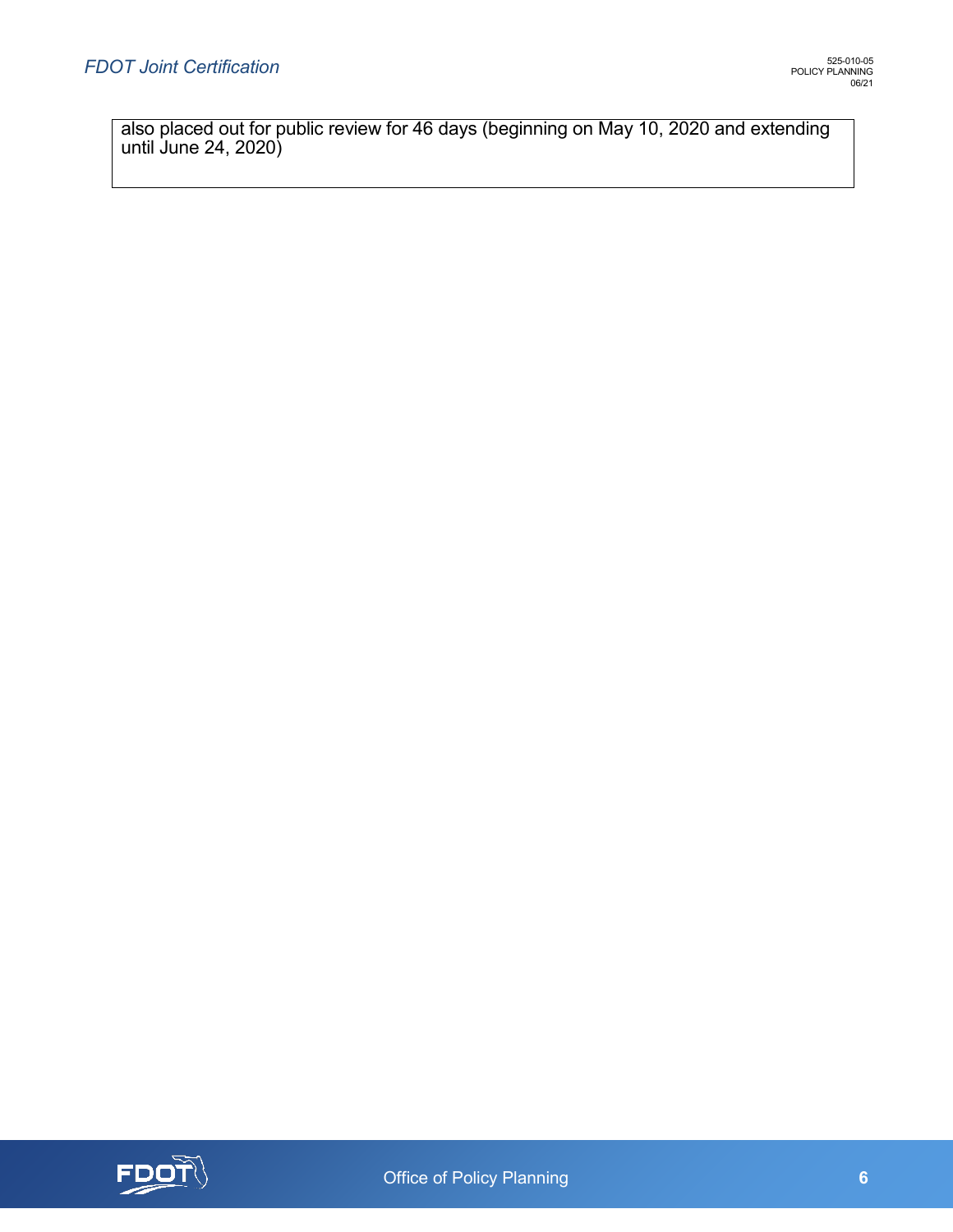also placed out for public review for 46 days (beginning on May 10, 2020 and extending until June 24, 2020)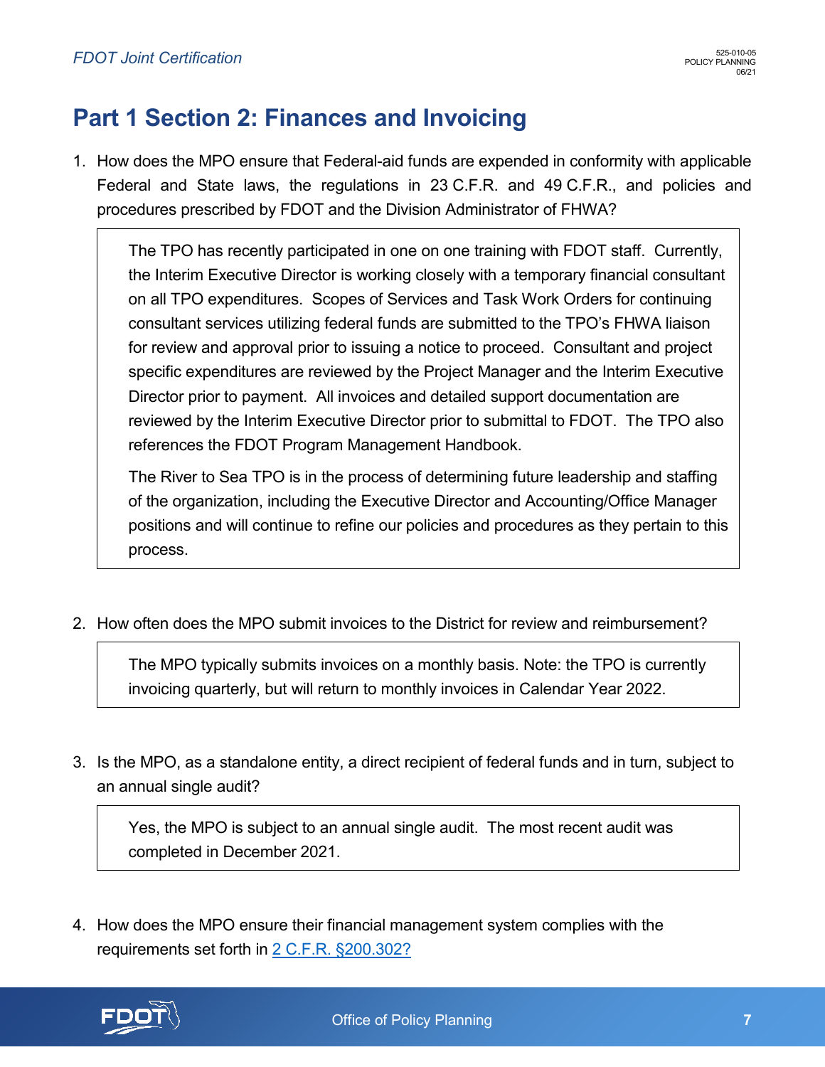## Part 1 Section 2: Finances and Invoicing

1. How does the MPO ensure that Federal-aid funds are expended in conformity with applicable Federal and State laws, the regulations in 23 C.F.R. and 49 C.F.R., and policies and procedures prescribed by FDOT and the Division Administrator of FHWA?

> The TPO has recently participated in one on one training with FDOT staff. Currently, the Interim Executive Director is working closely with a temporary financial consultant on all TPO expenditures. Scopes of Services and Task Work Orders for continuing consultant services utilizing federal funds are submitted to the TPO's FHWA liaison for review and approval prior to issuing a notice to proceed. Consultant and project specific expenditures are reviewed by the Project Manager and the Interim Executive Director prior to payment. All invoices and detailed support documentation are reviewed by the Interim Executive Director prior to submittal to FDOT. The TPO also references the FDOT Program Management Handbook.
>
> The River to Sea TPO is in the process of determining future leadership and staffing of the organization, including the Executive Director and Accounting/Office Manager positions and will continue to refine our policies and procedures as they pertain to this process.

2. How often does the MPO submit invoices to the District for review and reimbursement?

> The MPO typically submits invoices on a monthly basis. Note: the TPO is currently invoicing quarterly, but will return to monthly invoices in Calendar Year 2022.

3. Is the MPO, as a standalone entity, a direct recipient of federal funds and in turn, subject to an annual single audit?

> Yes, the MPO is subject to an annual single audit. The most recent audit was completed in December 2021.

4. How does the MPO ensure their financial management system complies with the requirements set forth in [2 C.F.R. §200.302?]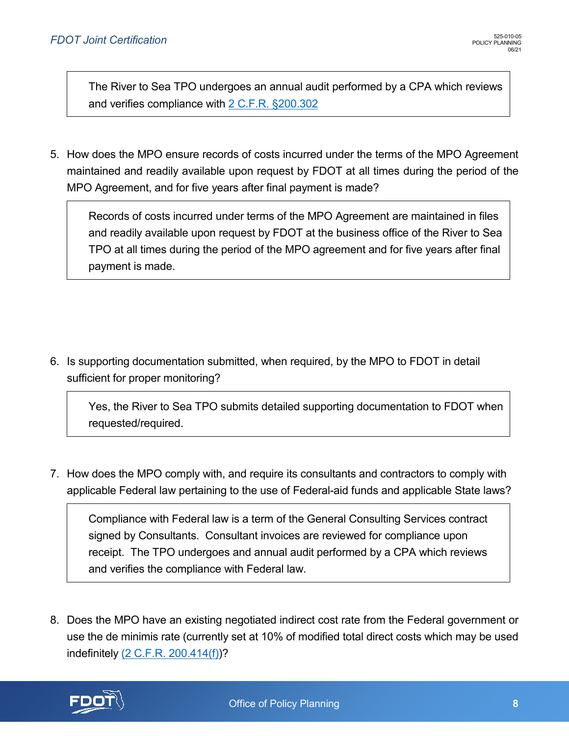> The River to Sea TPO undergoes an annual audit performed by a CPA which reviews and verifies compliance with 2 C.F.R. §200.302

5. How does the MPO ensure records of costs incurred under the terms of the MPO Agreement maintained and readily available upon request by FDOT at all times during the period of the MPO Agreement, and for five years after final payment is made?

> Records of costs incurred under terms of the MPO Agreement are maintained in files and readily available upon request by FDOT at the business office of the River to Sea TPO at all times during the period of the MPO agreement and for five years after final payment is made.

6. Is supporting documentation submitted, when required, by the MPO to FDOT in detail sufficient for proper monitoring?

> Yes, the River to Sea TPO submits detailed supporting documentation to FDOT when requested/required.

7. How does the MPO comply with, and require its consultants and contractors to comply with applicable Federal law pertaining to the use of Federal-aid funds and applicable State laws?

> Compliance with Federal law is a term of the General Consulting Services contract signed by Consultants. Consultant invoices are reviewed for compliance upon receipt. The TPO undergoes and annual audit performed by a CPA which reviews and verifies the compliance with Federal law.

8. Does the MPO have an existing negotiated indirect cost rate from the Federal government or use the de minimis rate (currently set at 10% of modified total direct costs which may be used indefinitely (2 C.F.R. 200.414(f))?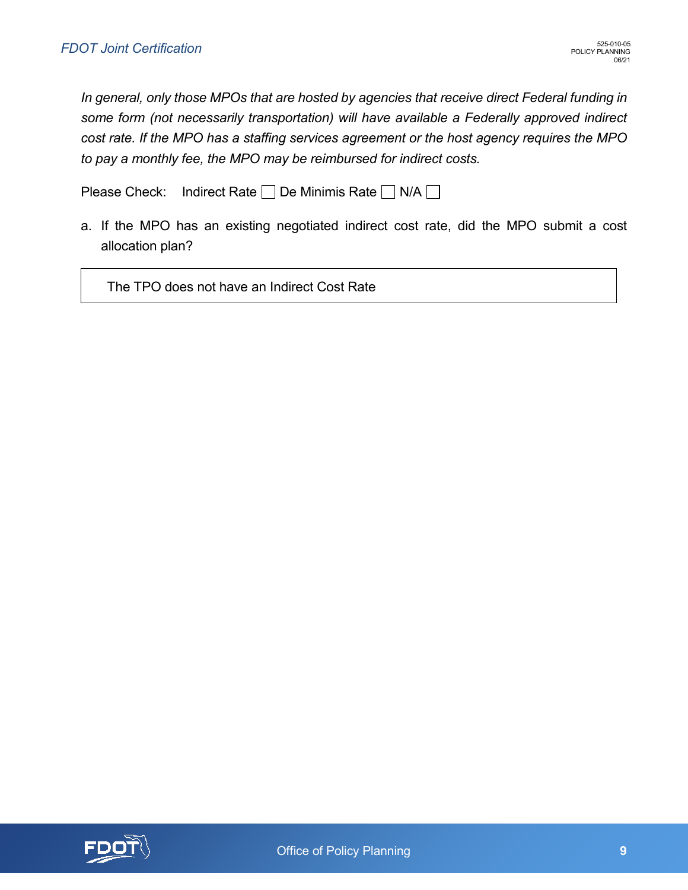*In general, only those MPOs that are hosted by agencies that receive direct Federal funding in some form (not necessarily transportation) will have available a Federally approved indirect cost rate. If the MPO has a staffing services agreement or the host agency requires the MPO to pay a monthly fee, the MPO may be reimbursed for indirect costs.*

Please Check: Indirect Rate ☐ De Minimis Rate ☐ N/A ☐

a. If the MPO has an existing negotiated indirect cost rate, did the MPO submit a cost allocation plan?

> The TPO does not have an Indirect Cost Rate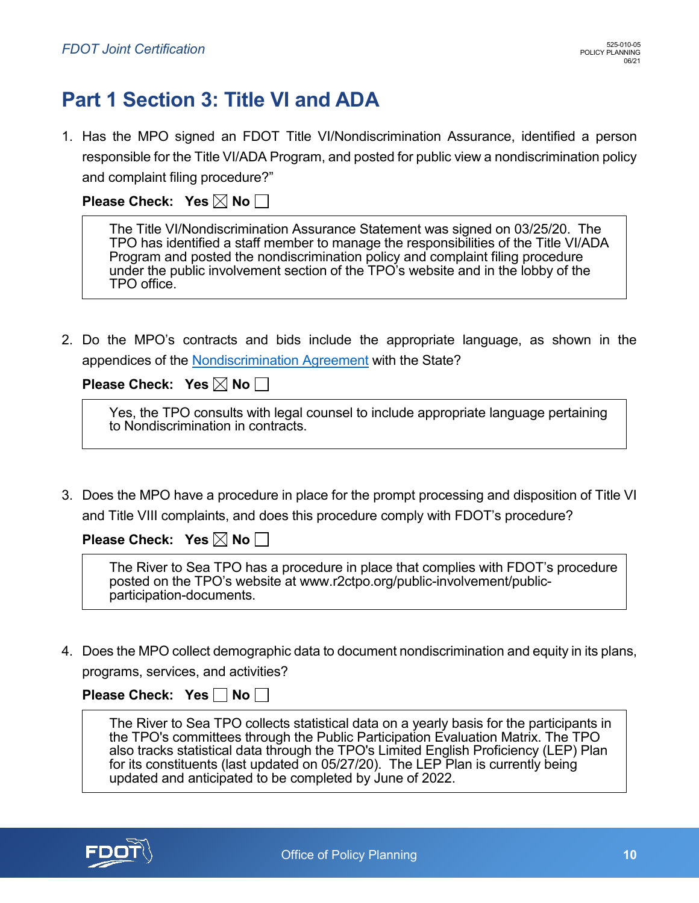# Part 1 Section 3: Title VI and ADA

1. Has the MPO signed an FDOT Title VI/Nondiscrimination Assurance, identified a person responsible for the Title VI/ADA Program, and posted for public view a nondiscrimination policy and complaint filing procedure?"

   **Please Check: Yes** ☒ **No** ☐

   > The Title VI/Nondiscrimination Assurance Statement was signed on 03/25/20. The TPO has identified a staff member to manage the responsibilities of the Title VI/ADA Program and posted the nondiscrimination policy and complaint filing procedure under the public involvement section of the TPO's website and in the lobby of the TPO office.

2. Do the MPO's contracts and bids include the appropriate language, as shown in the appendices of the Nondiscrimination Agreement with the State?

   **Please Check: Yes** ☒ **No** ☐

   > Yes, the TPO consults with legal counsel to include appropriate language pertaining to Nondiscrimination in contracts.

3. Does the MPO have a procedure in place for the prompt processing and disposition of Title VI and Title VIII complaints, and does this procedure comply with FDOT's procedure?

   **Please Check: Yes** ☒ **No** ☐

   > The River to Sea TPO has a procedure in place that complies with FDOT's procedure posted on the TPO's website at www.r2ctpo.org/public-involvement/public-participation-documents.

4. Does the MPO collect demographic data to document nondiscrimination and equity in its plans, programs, services, and activities?

   **Please Check: Yes** ☐ **No** ☐

   > The River to Sea TPO collects statistical data on a yearly basis for the participants in the TPO's committees through the Public Participation Evaluation Matrix. The TPO also tracks statistical data through the TPO's Limited English Proficiency (LEP) Plan for its constituents (last updated on 05/27/20). The LEP Plan is currently being updated and anticipated to be completed by June of 2022.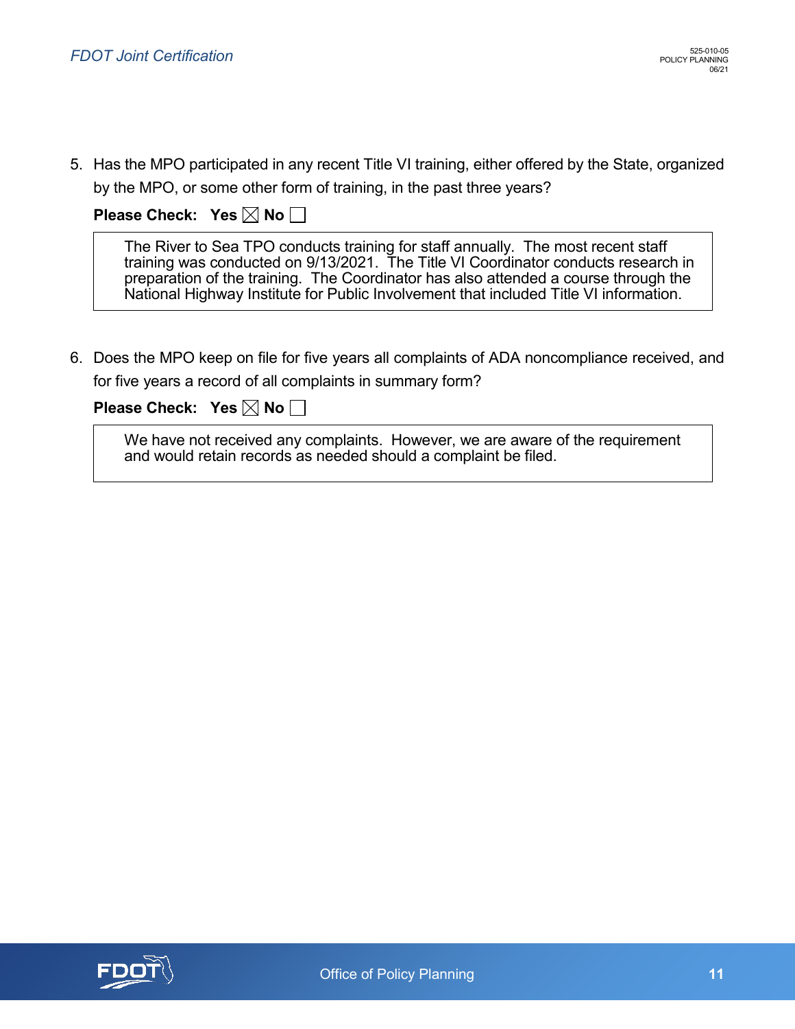5. Has the MPO participated in any recent Title VI training, either offered by the State, organized by the MPO, or some other form of training, in the past three years?

   **Please Check: Yes** ☒ **No** ☐

   > The River to Sea TPO conducts training for staff annually. The most recent staff training was conducted on 9/13/2021. The Title VI Coordinator conducts research in preparation of the training. The Coordinator has also attended a course through the National Highway Institute for Public Involvement that included Title VI information.

6. Does the MPO keep on file for five years all complaints of ADA noncompliance received, and for five years a record of all complaints in summary form?

   **Please Check: Yes** ☒ **No** ☐

   > We have not received any complaints. However, we are aware of the requirement and would retain records as needed should a complaint be filed.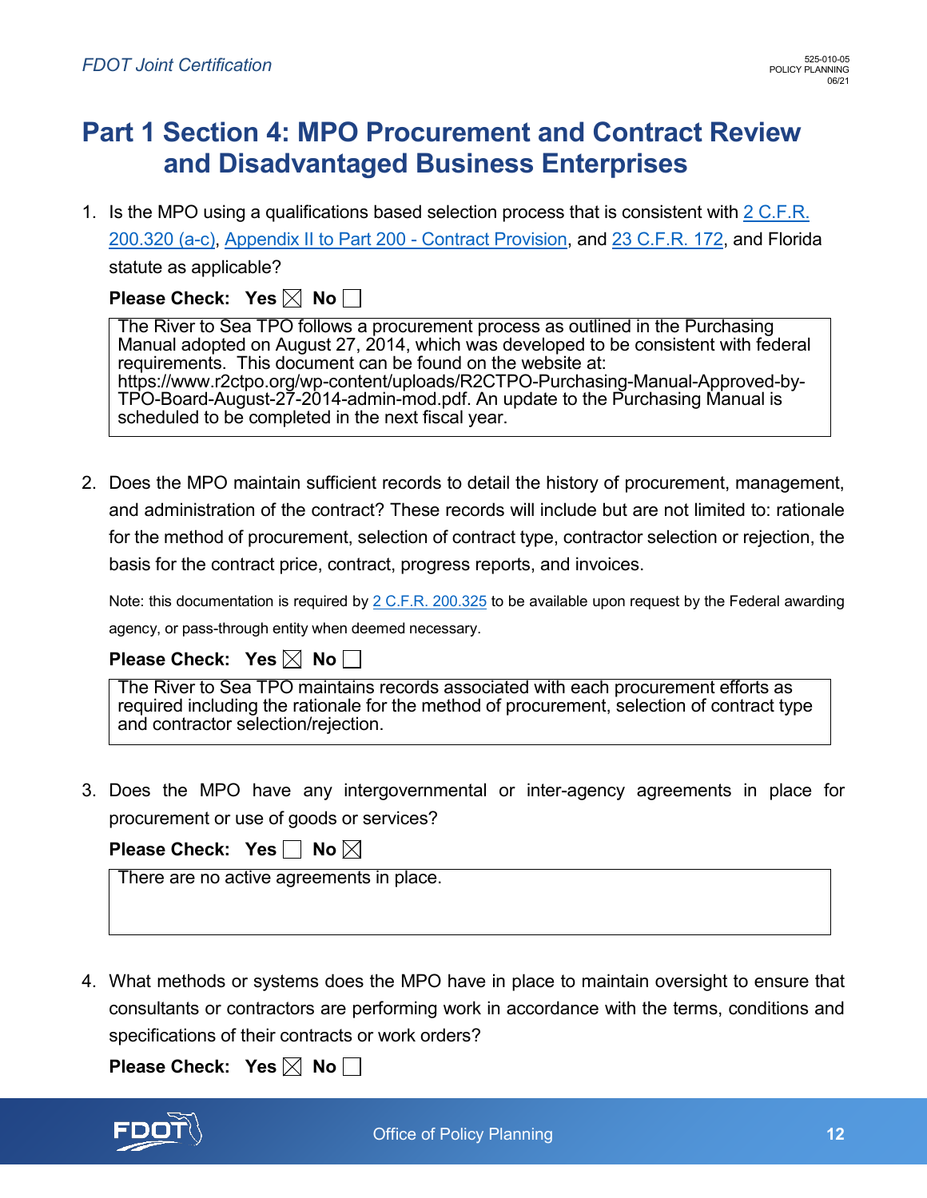# Part 1 Section 4: MPO Procurement and Contract Review and Disadvantaged Business Enterprises

1. Is the MPO using a qualifications based selection process that is consistent with [2 C.F.R. 200.320 (a-c)](), [Appendix II to Part 200 - Contract Provision](), and [23 C.F.R. 172](), and Florida statute as applicable?

   **Please Check: Yes** ☒ **No** ☐

   > The River to Sea TPO follows a procurement process as outlined in the Purchasing Manual adopted on August 27, 2014, which was developed to be consistent with federal requirements. This document can be found on the website at: https://www.r2ctpo.org/wp-content/uploads/R2CTPO-Purchasing-Manual-Approved-by-TPO-Board-August-27-2014-admin-mod.pdf. An update to the Purchasing Manual is scheduled to be completed in the next fiscal year.

2. Does the MPO maintain sufficient records to detail the history of procurement, management, and administration of the contract? These records will include but are not limited to: rationale for the method of procurement, selection of contract type, contractor selection or rejection, the basis for the contract price, contract, progress reports, and invoices.

   Note: this documentation is required by [2 C.F.R. 200.325]() to be available upon request by the Federal awarding agency, or pass-through entity when deemed necessary.

   **Please Check: Yes** ☒ **No** ☐

   > The River to Sea TPO maintains records associated with each procurement efforts as required including the rationale for the method of procurement, selection of contract type and contractor selection/rejection.

3. Does the MPO have any intergovernmental or inter-agency agreements in place for procurement or use of goods or services?

   **Please Check: Yes** ☐ **No** ☒

   > There are no active agreements in place.

4. What methods or systems does the MPO have in place to maintain oversight to ensure that consultants or contractors are performing work in accordance with the terms, conditions and specifications of their contracts or work orders?

   **Please Check: Yes** ☒ **No** ☐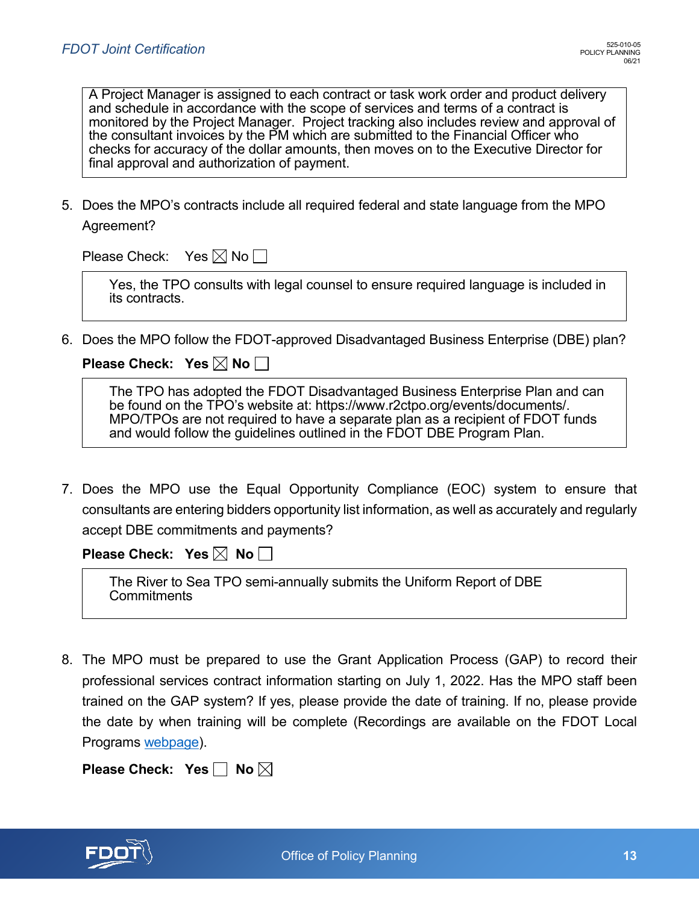A Project Manager is assigned to each contract or task work order and product delivery and schedule in accordance with the scope of services and terms of a contract is monitored by the Project Manager. Project tracking also includes review and approval of the consultant invoices by the PM which are submitted to the Financial Officer who checks for accuracy of the dollar amounts, then moves on to the Executive Director for final approval and authorization of payment.

5. Does the MPO's contracts include all required federal and state language from the MPO Agreement?

   Please Check: Yes ☒ No ☐

   Yes, the TPO consults with legal counsel to ensure required language is included in its contracts.

6. Does the MPO follow the FDOT-approved Disadvantaged Business Enterprise (DBE) plan?

   **Please Check: Yes ☒ No ☐**

   The TPO has adopted the FDOT Disadvantaged Business Enterprise Plan and can be found on the TPO's website at: https://www.r2ctpo.org/events/documents/. MPO/TPOs are not required to have a separate plan as a recipient of FDOT funds and would follow the guidelines outlined in the FDOT DBE Program Plan.

7. Does the MPO use the Equal Opportunity Compliance (EOC) system to ensure that consultants are entering bidders opportunity list information, as well as accurately and regularly accept DBE commitments and payments?

   **Please Check: Yes ☒ No ☐**

   The River to Sea TPO semi-annually submits the Uniform Report of DBE Commitments

8. The MPO must be prepared to use the Grant Application Process (GAP) to record their professional services contract information starting on July 1, 2022. Has the MPO staff been trained on the GAP system? If yes, please provide the date of training. If no, please provide the date by when training will be complete (Recordings are available on the FDOT Local Programs webpage).

   **Please Check: Yes ☐ No ☒**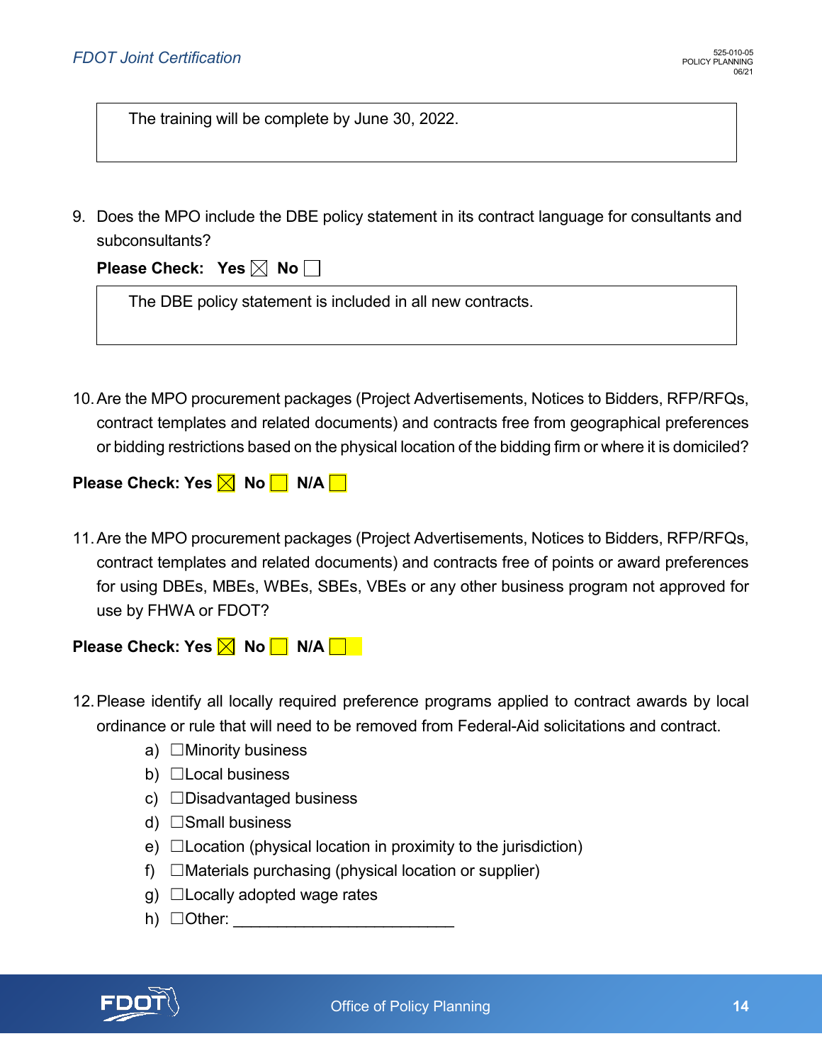The training will be complete by June 30, 2022.

9. Does the MPO include the DBE policy statement in its contract language for consultants and subconsultants?

   **Please Check: Yes** ☒ **No** ☐

   The DBE policy statement is included in all new contracts.

10. Are the MPO procurement packages (Project Advertisements, Notices to Bidders, RFP/RFQs, contract templates and related documents) and contracts free from geographical preferences or bidding restrictions based on the physical location of the bidding firm or where it is domiciled?

**Please Check: Yes** ☒ **No** ☐ **N/A** ☐

11. Are the MPO procurement packages (Project Advertisements, Notices to Bidders, RFP/RFQs, contract templates and related documents) and contracts free of points or award preferences for using DBEs, MBEs, WBEs, SBEs, VBEs or any other business program not approved for use by FHWA or FDOT?

**Please Check: Yes** ☒ **No** ☐ **N/A** ☐

12. Please identify all locally required preference programs applied to contract awards by local ordinance or rule that will need to be removed from Federal-Aid solicitations and contract.
    a) ☐Minority business
    b) ☐Local business
    c) ☐Disadvantaged business
    d) ☐Small business
    e) ☐Location (physical location in proximity to the jurisdiction)
    f) ☐Materials purchasing (physical location or supplier)
    g) ☐Locally adopted wage rates
    h) ☐Other: ________________________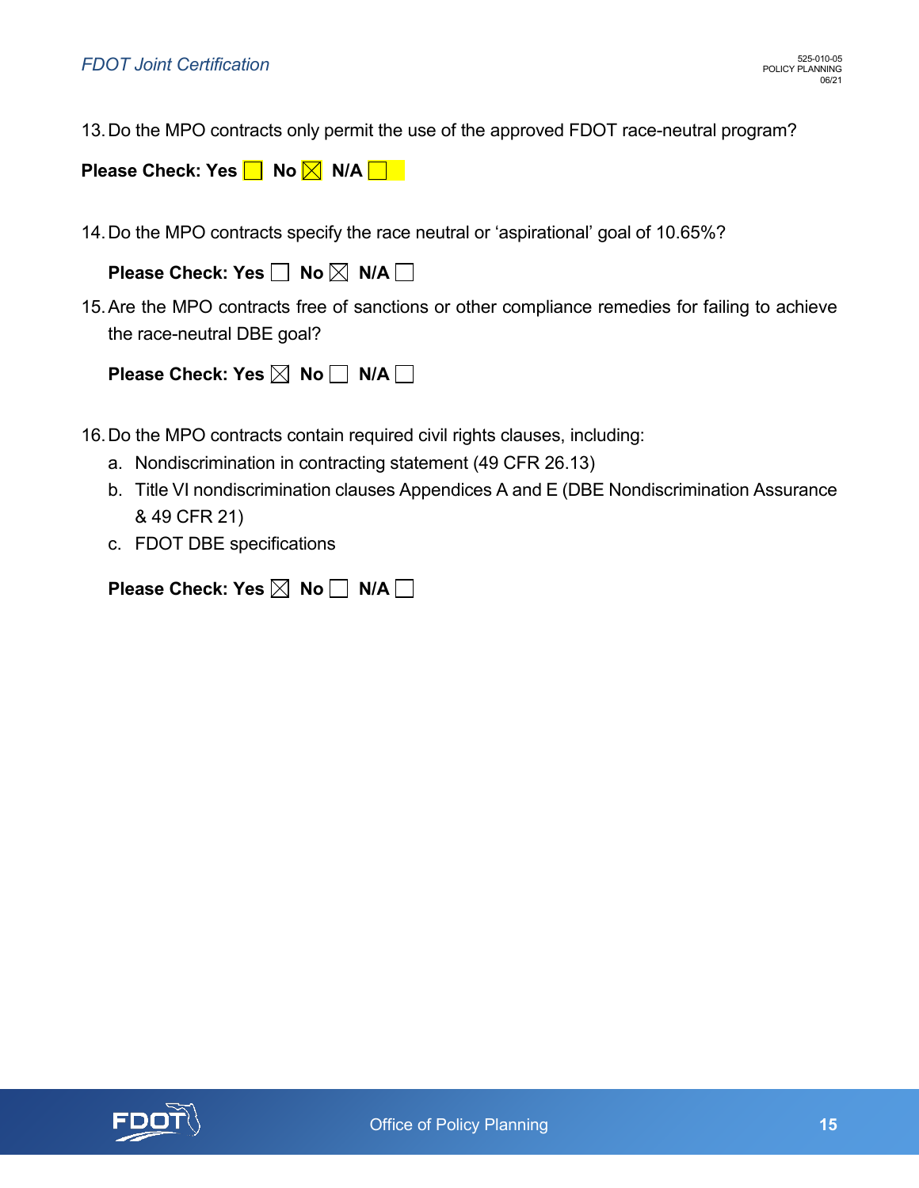13. Do the MPO contracts only permit the use of the approved FDOT race-neutral program?

**Please Check: Yes** ☐ **No** ☒ **N/A** ☐

14. Do the MPO contracts specify the race neutral or 'aspirational' goal of 10.65%?

    **Please Check: Yes** ☐ **No** ☒ **N/A** ☐

15. Are the MPO contracts free of sanctions or other compliance remedies for failing to achieve the race-neutral DBE goal?

    **Please Check: Yes** ☒ **No** ☐ **N/A** ☐

16. Do the MPO contracts contain required civil rights clauses, including:
    a. Nondiscrimination in contracting statement (49 CFR 26.13)
    b. Title VI nondiscrimination clauses Appendices A and E (DBE Nondiscrimination Assurance & 49 CFR 21)
    c. FDOT DBE specifications

    **Please Check: Yes** ☒ **No** ☐ **N/A** ☐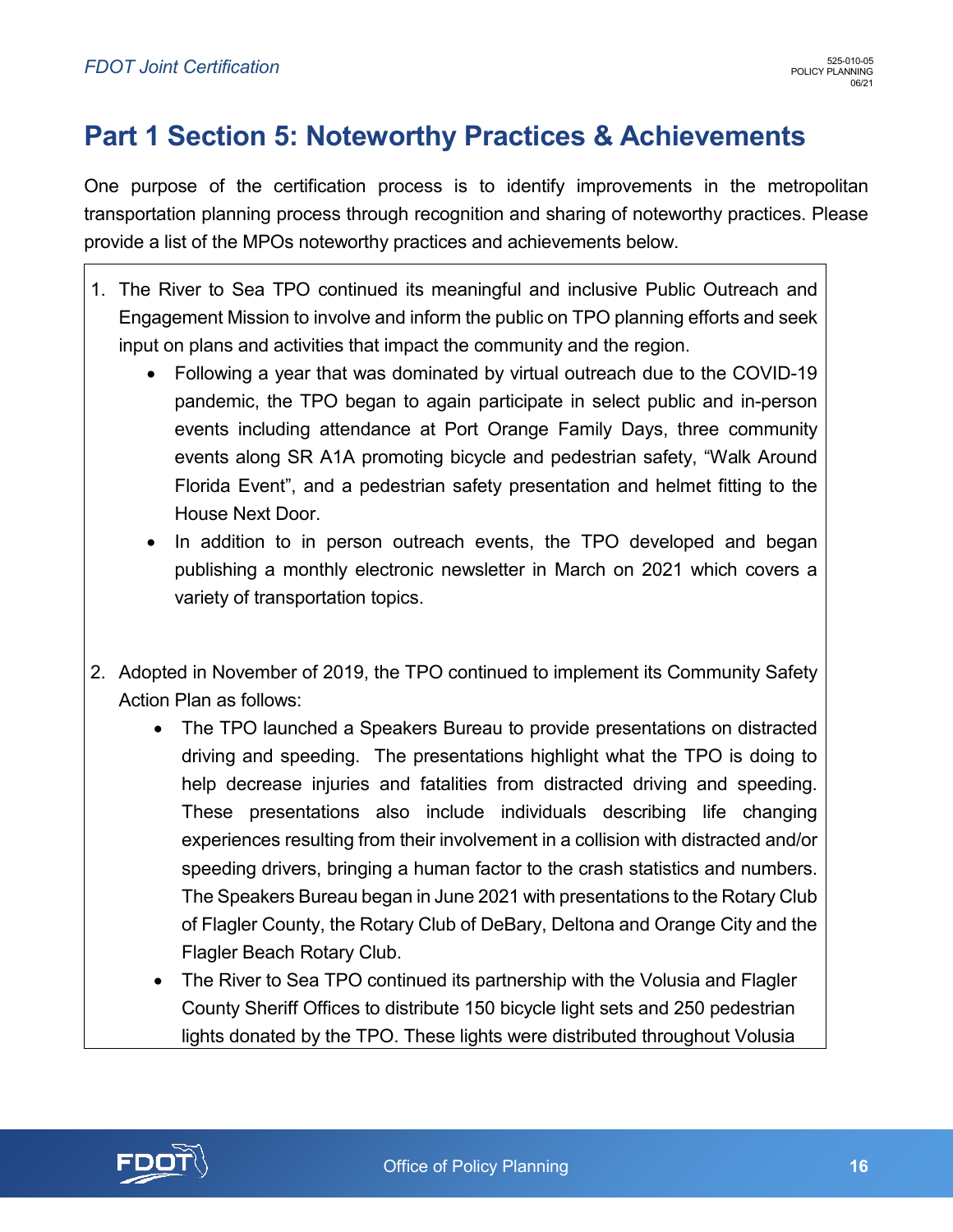# Part 1 Section 5: Noteworthy Practices & Achievements

One purpose of the certification process is to identify improvements in the metropolitan transportation planning process through recognition and sharing of noteworthy practices. Please provide a list of the MPOs noteworthy practices and achievements below.

1. The River to Sea TPO continued its meaningful and inclusive Public Outreach and Engagement Mission to involve and inform the public on TPO planning efforts and seek input on plans and activities that impact the community and the region.
   - Following a year that was dominated by virtual outreach due to the COVID-19 pandemic, the TPO began to again participate in select public and in-person events including attendance at Port Orange Family Days, three community events along SR A1A promoting bicycle and pedestrian safety, "Walk Around Florida Event", and a pedestrian safety presentation and helmet fitting to the House Next Door.
   - In addition to in person outreach events, the TPO developed and began publishing a monthly electronic newsletter in March on 2021 which covers a variety of transportation topics.

2. Adopted in November of 2019, the TPO continued to implement its Community Safety Action Plan as follows:
   - The TPO launched a Speakers Bureau to provide presentations on distracted driving and speeding. The presentations highlight what the TPO is doing to help decrease injuries and fatalities from distracted driving and speeding. These presentations also include individuals describing life changing experiences resulting from their involvement in a collision with distracted and/or speeding drivers, bringing a human factor to the crash statistics and numbers. The Speakers Bureau began in June 2021 with presentations to the Rotary Club of Flagler County, the Rotary Club of DeBary, Deltona and Orange City and the Flagler Beach Rotary Club.
   - The River to Sea TPO continued its partnership with the Volusia and Flagler County Sheriff Offices to distribute 150 bicycle light sets and 250 pedestrian lights donated by the TPO. These lights were distributed throughout Volusia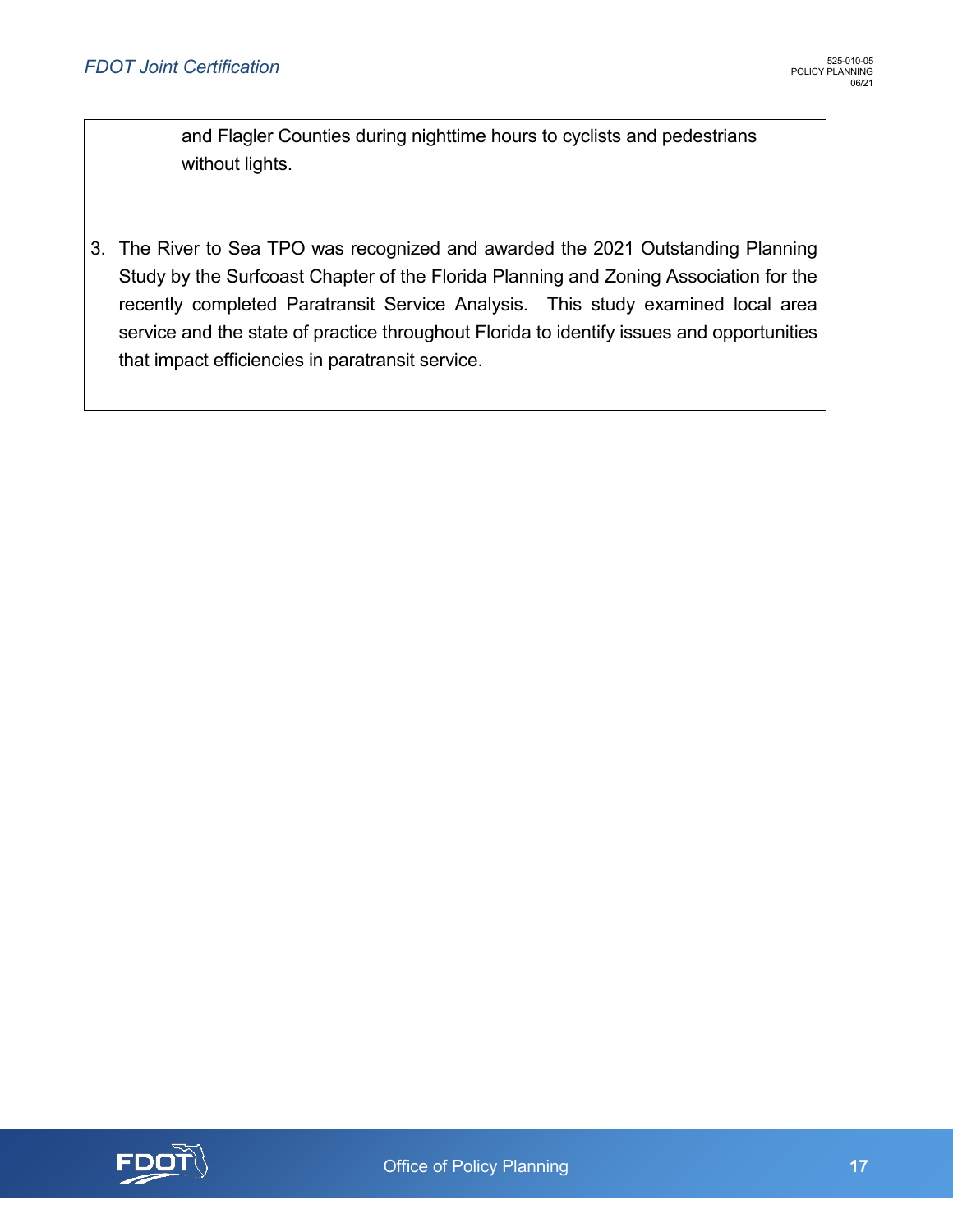and Flagler Counties during nighttime hours to cyclists and pedestrians without lights.

3. The River to Sea TPO was recognized and awarded the 2021 Outstanding Planning Study by the Surfcoast Chapter of the Florida Planning and Zoning Association for the recently completed Paratransit Service Analysis. This study examined local area service and the state of practice throughout Florida to identify issues and opportunities that impact efficiencies in paratransit service.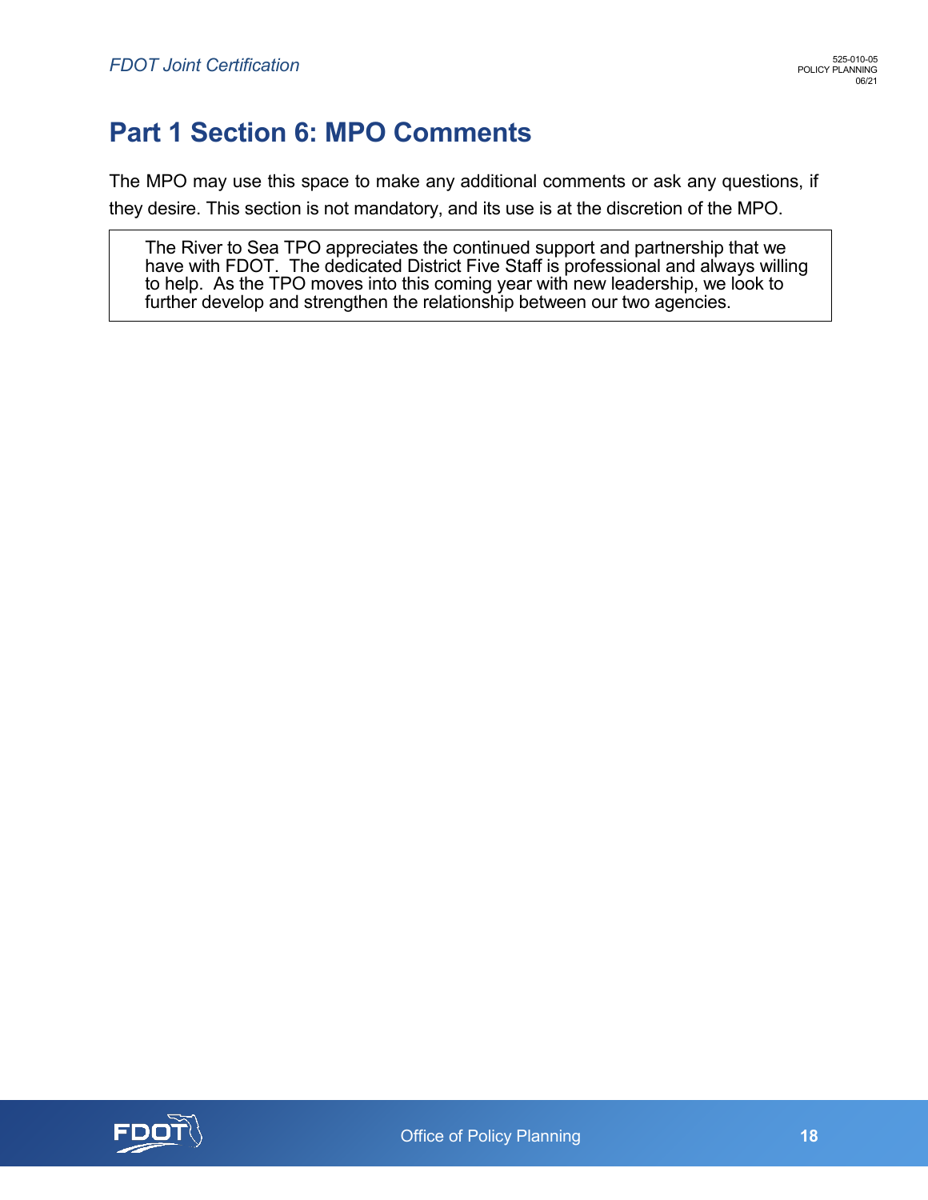## Part 1 Section 6: MPO Comments

The MPO may use this space to make any additional comments or ask any questions, if they desire. This section is not mandatory, and its use is at the discretion of the MPO.

> The River to Sea TPO appreciates the continued support and partnership that we have with FDOT. The dedicated District Five Staff is professional and always willing to help. As the TPO moves into this coming year with new leadership, we look to further develop and strengthen the relationship between our two agencies.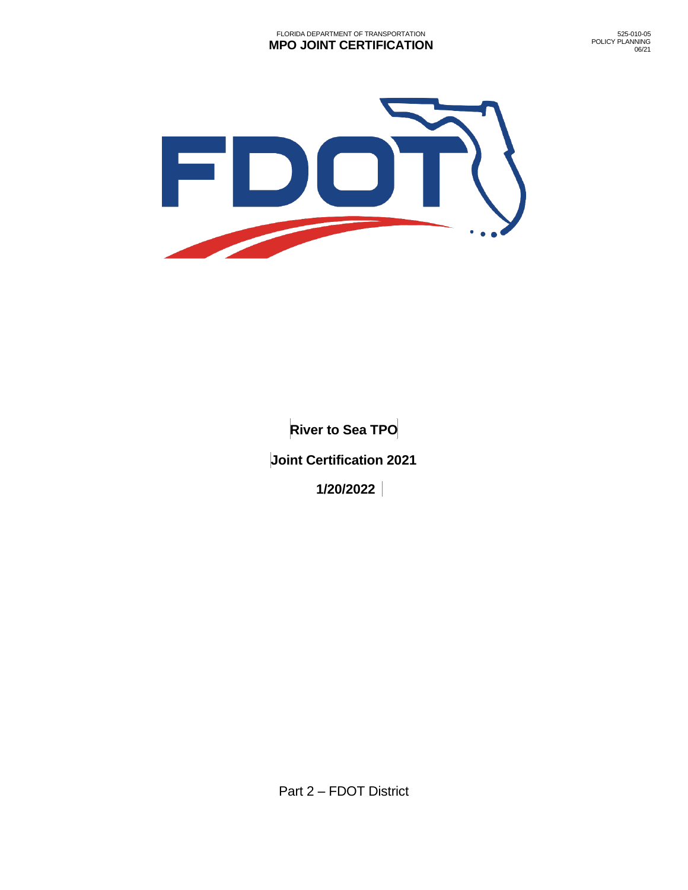**River to Sea TPO**

**Joint Certification 2021**

**1/20/2022**

Part 2 – FDOT District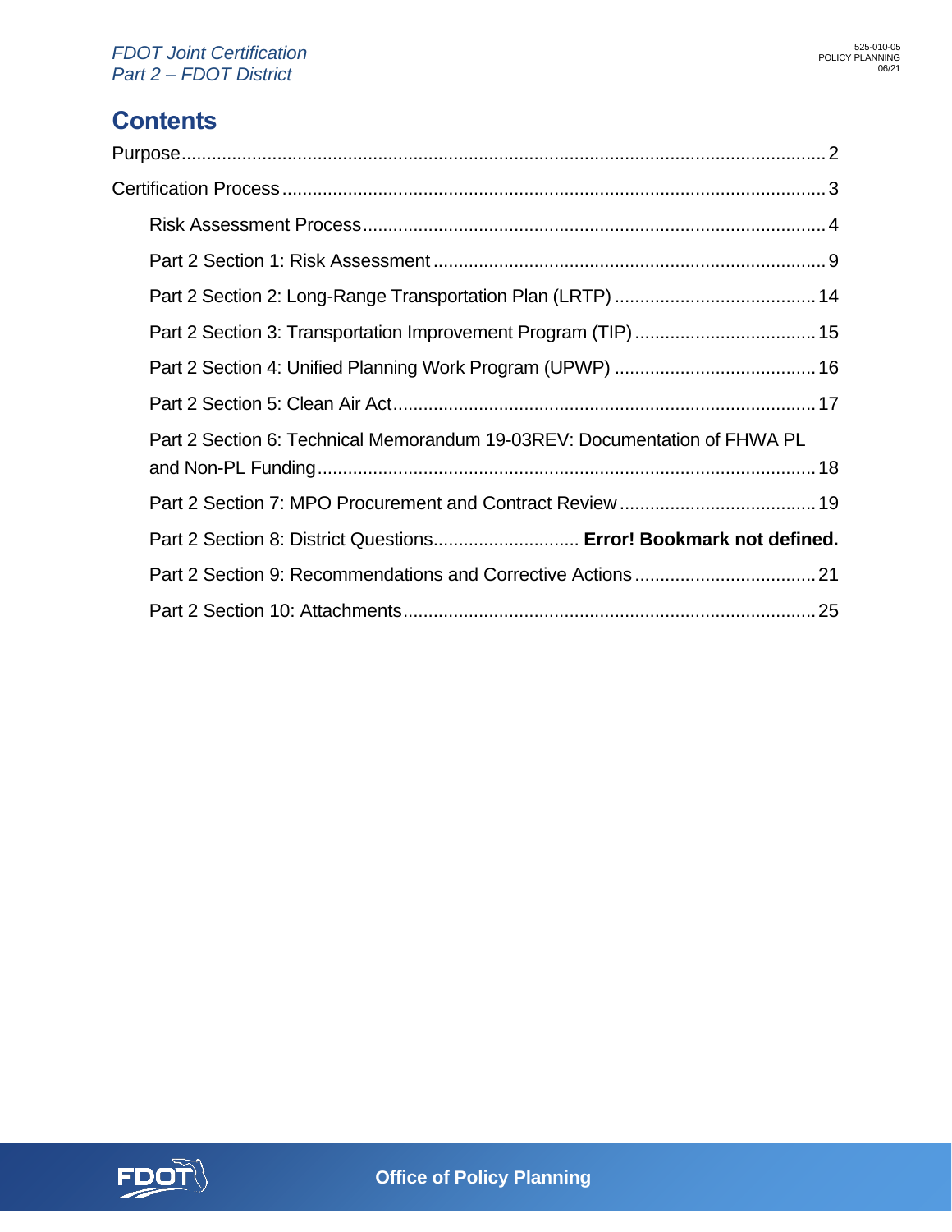# Contents

Purpose ............................................................................................................................. 2

Certification Process ......................................................................................................... 3

Risk Assessment Process ........................................................................................... 4

Part 2 Section 1: Risk Assessment ............................................................................. 9

Part 2 Section 2: Long-Range Transportation Plan (LRTP) ........................................ 14

Part 2 Section 3: Transportation Improvement Program (TIP) .................................... 15

Part 2 Section 4: Unified Planning Work Program (UPWP) ........................................ 16

Part 2 Section 5: Clean Air Act ................................................................................... 17

Part 2 Section 6: Technical Memorandum 19-03REV: Documentation of FHWA PL and Non-PL Funding .................................................................................................. 18

Part 2 Section 7: MPO Procurement and Contract Review ....................................... 19

Part 2 Section 8: District Questions............................ **Error! Bookmark not defined.**

Part 2 Section 9: Recommendations and Corrective Actions .................................... 21

Part 2 Section 10: Attachments ................................................................................. 25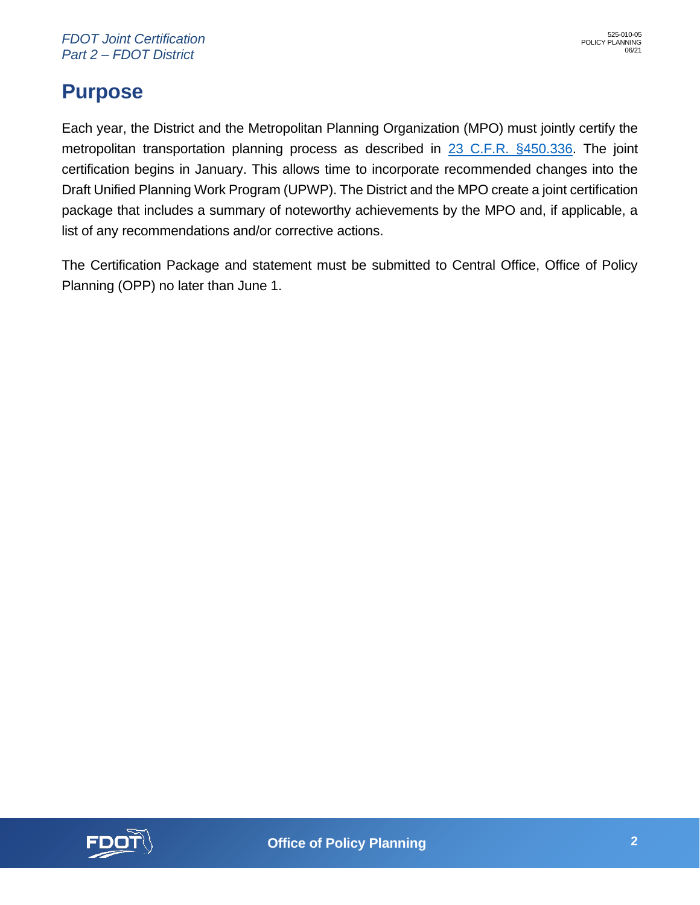# Purpose

Each year, the District and the Metropolitan Planning Organization (MPO) must jointly certify the metropolitan transportation planning process as described in [23 C.F.R. §450.336](). The joint certification begins in January. This allows time to incorporate recommended changes into the Draft Unified Planning Work Program (UPWP). The District and the MPO create a joint certification package that includes a summary of noteworthy achievements by the MPO and, if applicable, a list of any recommendations and/or corrective actions.

The Certification Package and statement must be submitted to Central Office, Office of Policy Planning (OPP) no later than June 1.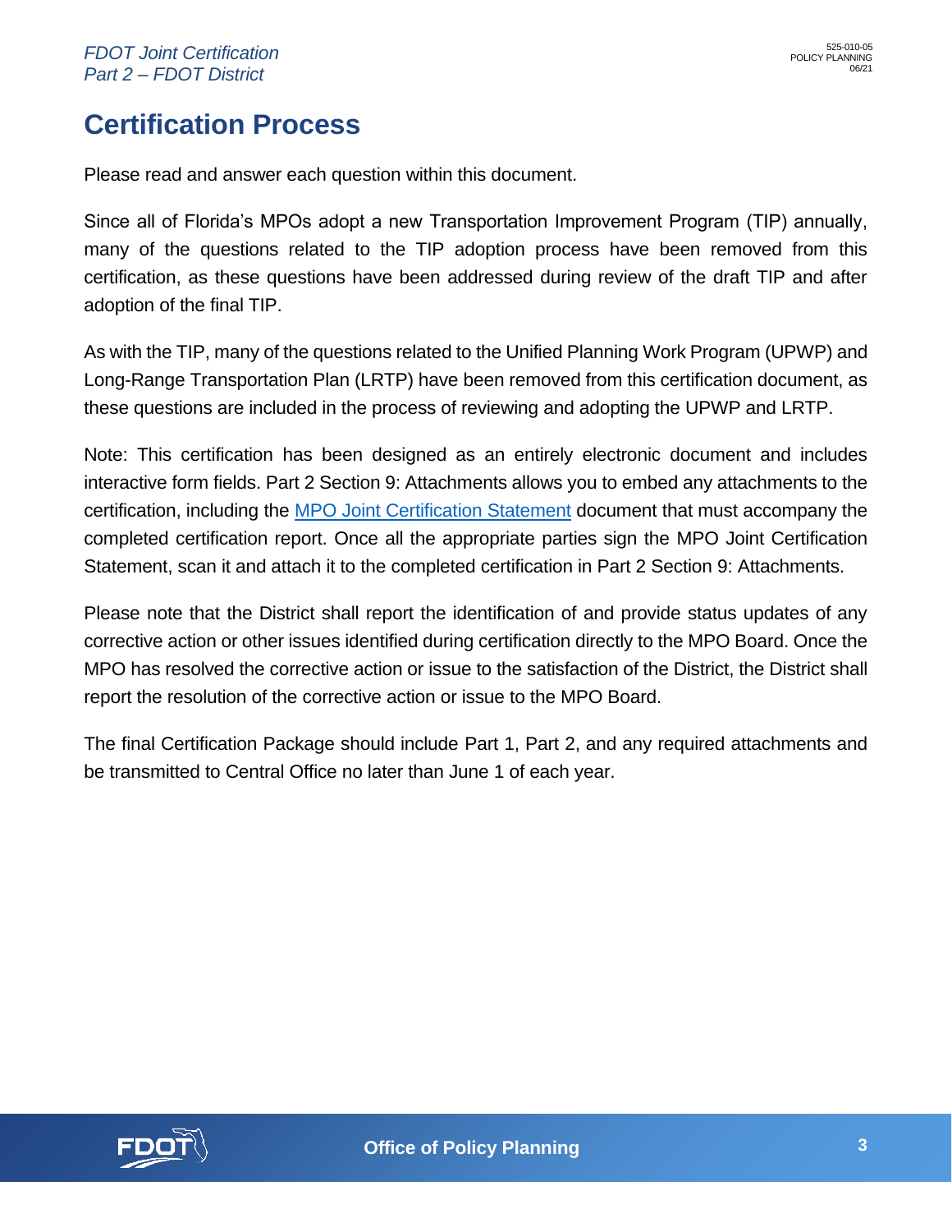# Certification Process

Please read and answer each question within this document.

Since all of Florida's MPOs adopt a new Transportation Improvement Program (TIP) annually, many of the questions related to the TIP adoption process have been removed from this certification, as these questions have been addressed during review of the draft TIP and after adoption of the final TIP.

As with the TIP, many of the questions related to the Unified Planning Work Program (UPWP) and Long-Range Transportation Plan (LRTP) have been removed from this certification document, as these questions are included in the process of reviewing and adopting the UPWP and LRTP.

Note: This certification has been designed as an entirely electronic document and includes interactive form fields. Part 2 Section 9: Attachments allows you to embed any attachments to the certification, including the MPO Joint Certification Statement document that must accompany the completed certification report. Once all the appropriate parties sign the MPO Joint Certification Statement, scan it and attach it to the completed certification in Part 2 Section 9: Attachments.

Please note that the District shall report the identification of and provide status updates of any corrective action or other issues identified during certification directly to the MPO Board. Once the MPO has resolved the corrective action or issue to the satisfaction of the District, the District shall report the resolution of the corrective action or issue to the MPO Board.

The final Certification Package should include Part 1, Part 2, and any required attachments and be transmitted to Central Office no later than June 1 of each year.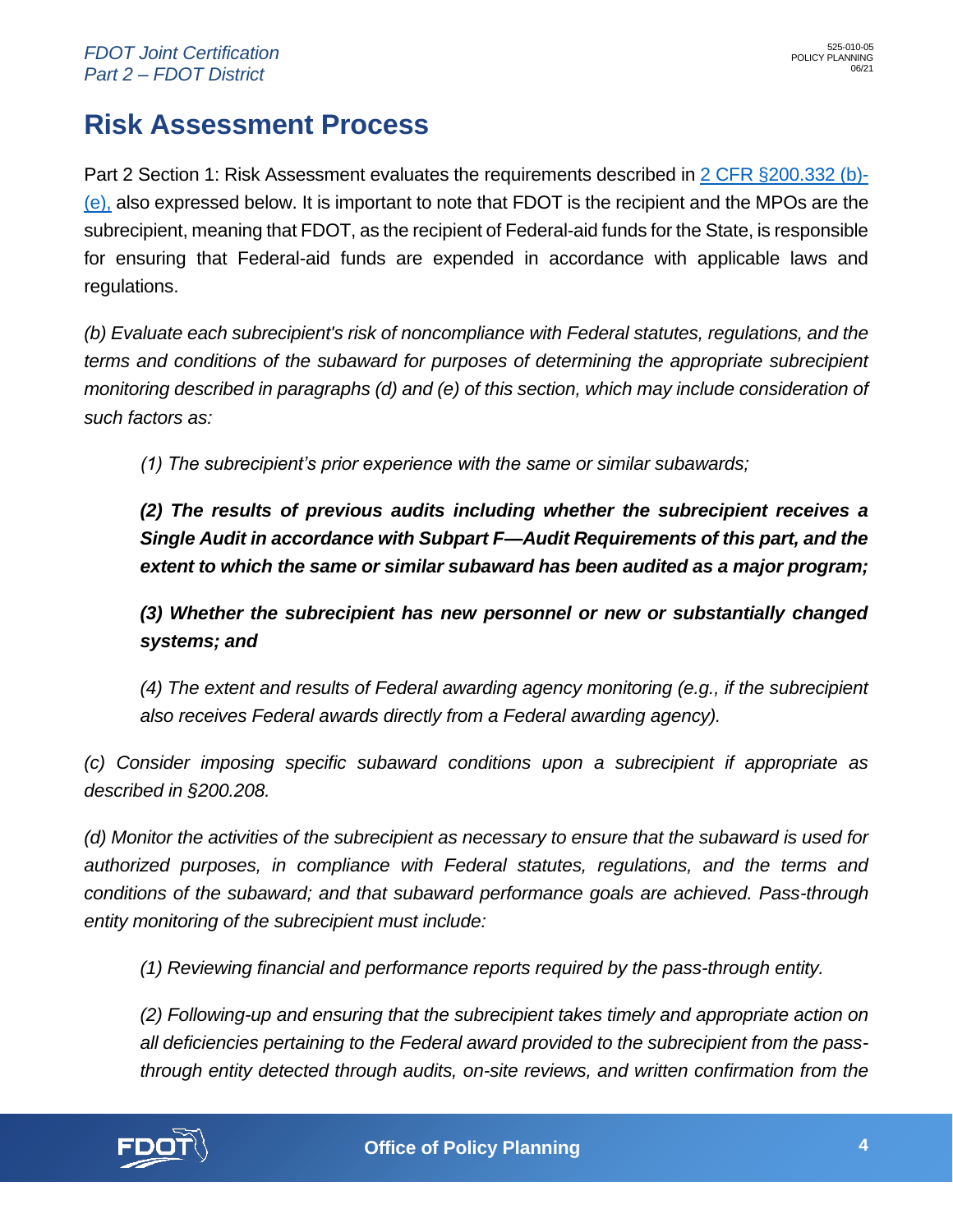# Risk Assessment Process

Part 2 Section 1: Risk Assessment evaluates the requirements described in [2 CFR §200.332 (b)-(e),](#) also expressed below. It is important to note that FDOT is the recipient and the MPOs are the subrecipient, meaning that FDOT, as the recipient of Federal-aid funds for the State, is responsible for ensuring that Federal-aid funds are expended in accordance with applicable laws and regulations.

*(b) Evaluate each subrecipient's risk of noncompliance with Federal statutes, regulations, and the terms and conditions of the subaward for purposes of determining the appropriate subrecipient monitoring described in paragraphs (d) and (e) of this section, which may include consideration of such factors as:*

> *(1) The subrecipient's prior experience with the same or similar subawards;*
>
> ***(2) The results of previous audits including whether the subrecipient receives a Single Audit in accordance with Subpart F—Audit Requirements of this part, and the extent to which the same or similar subaward has been audited as a major program;***
>
> ***(3) Whether the subrecipient has new personnel or new or substantially changed systems; and***
>
> *(4) The extent and results of Federal awarding agency monitoring (e.g., if the subrecipient also receives Federal awards directly from a Federal awarding agency).*

*(c) Consider imposing specific subaward conditions upon a subrecipient if appropriate as described in §200.208.*

*(d) Monitor the activities of the subrecipient as necessary to ensure that the subaward is used for authorized purposes, in compliance with Federal statutes, regulations, and the terms and conditions of the subaward; and that subaward performance goals are achieved. Pass-through entity monitoring of the subrecipient must include:*

> *(1) Reviewing financial and performance reports required by the pass-through entity.*
>
> *(2) Following-up and ensuring that the subrecipient takes timely and appropriate action on all deficiencies pertaining to the Federal award provided to the subrecipient from the pass-through entity detected through audits, on-site reviews, and written confirmation from the*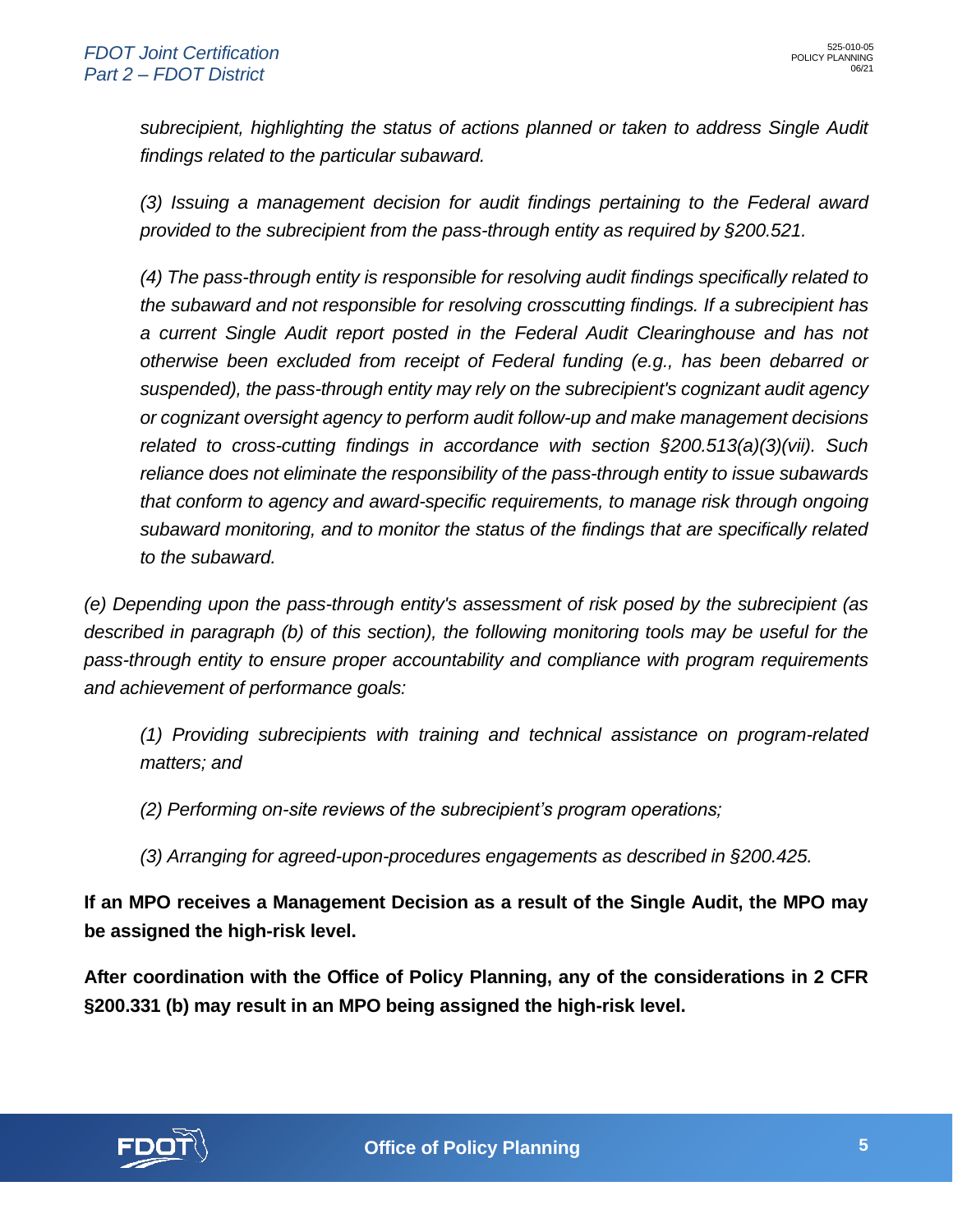*subrecipient, highlighting the status of actions planned or taken to address Single Audit findings related to the particular subaward.*

*(3) Issuing a management decision for audit findings pertaining to the Federal award provided to the subrecipient from the pass-through entity as required by §200.521.*

*(4) The pass-through entity is responsible for resolving audit findings specifically related to the subaward and not responsible for resolving crosscutting findings. If a subrecipient has a current Single Audit report posted in the Federal Audit Clearinghouse and has not otherwise been excluded from receipt of Federal funding (e.g., has been debarred or suspended), the pass-through entity may rely on the subrecipient's cognizant audit agency or cognizant oversight agency to perform audit follow-up and make management decisions related to cross-cutting findings in accordance with section §200.513(a)(3)(vii). Such reliance does not eliminate the responsibility of the pass-through entity to issue subawards that conform to agency and award-specific requirements, to manage risk through ongoing subaward monitoring, and to monitor the status of the findings that are specifically related to the subaward.*

*(e) Depending upon the pass-through entity's assessment of risk posed by the subrecipient (as described in paragraph (b) of this section), the following monitoring tools may be useful for the pass-through entity to ensure proper accountability and compliance with program requirements and achievement of performance goals:*

*(1) Providing subrecipients with training and technical assistance on program-related matters; and*

*(2) Performing on-site reviews of the subrecipient's program operations;*

*(3) Arranging for agreed-upon-procedures engagements as described in §200.425.*

**If an MPO receives a Management Decision as a result of the Single Audit, the MPO may be assigned the high-risk level.**

**After coordination with the Office of Policy Planning, any of the considerations in 2 CFR §200.331 (b) may result in an MPO being assigned the high-risk level.**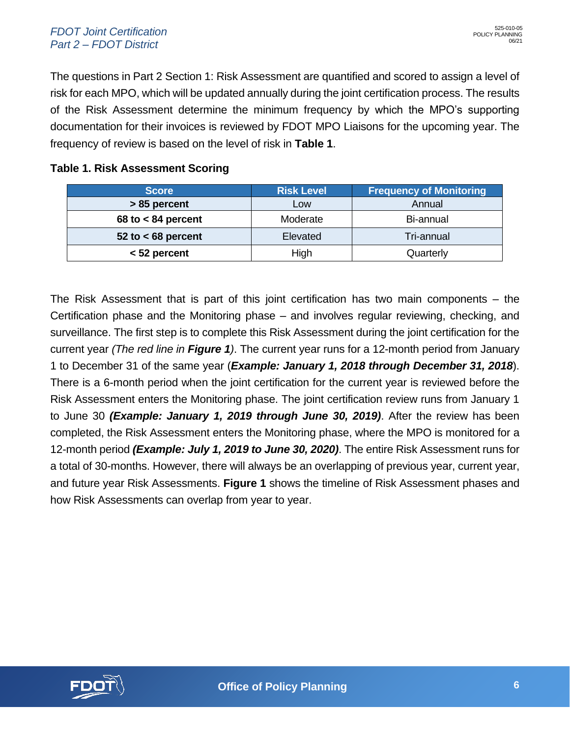The questions in Part 2 Section 1: Risk Assessment are quantified and scored to assign a level of risk for each MPO, which will be updated annually during the joint certification process. The results of the Risk Assessment determine the minimum frequency by which the MPO's supporting documentation for their invoices is reviewed by FDOT MPO Liaisons for the upcoming year. The frequency of review is based on the level of risk in **Table 1**.

**Table 1. Risk Assessment Scoring**

| Score | Risk Level | Frequency of Monitoring |
|---|---|---|
| **> 85 percent** | Low | Annual |
| **68 to < 84 percent** | Moderate | Bi-annual |
| **52 to < 68 percent** | Elevated | Tri-annual |
| **< 52 percent** | High | Quarterly |

The Risk Assessment that is part of this joint certification has two main components – the Certification phase and the Monitoring phase – and involves regular reviewing, checking, and surveillance. The first step is to complete this Risk Assessment during the joint certification for the current year *(The red line in **Figure 1**)*. The current year runs for a 12-month period from January 1 to December 31 of the same year (***Example: January 1, 2018 through December 31, 2018***). There is a 6-month period when the joint certification for the current year is reviewed before the Risk Assessment enters the Monitoring phase. The joint certification review runs from January 1 to June 30 ***(Example: January 1, 2019 through June 30, 2019)***. After the review has been completed, the Risk Assessment enters the Monitoring phase, where the MPO is monitored for a 12-month period ***(Example: July 1, 2019 to June 30, 2020)***. The entire Risk Assessment runs for a total of 30-months. However, there will always be an overlapping of previous year, current year, and future year Risk Assessments. **Figure 1** shows the timeline of Risk Assessment phases and how Risk Assessments can overlap from year to year.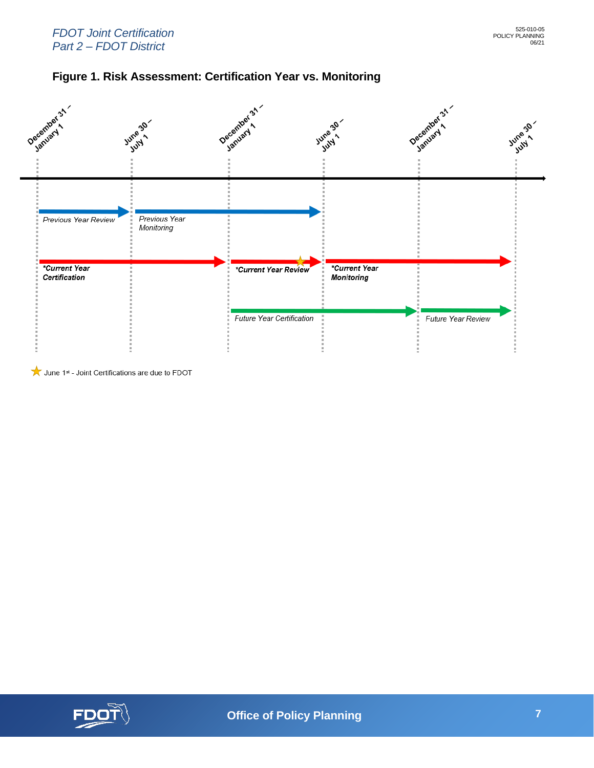## Figure 1. Risk Assessment: Certification Year vs. Monitoring

December 31 – January 1 | June 30 – July 1 | December 31 – January 1 | June 30 – July 1 | December 31 – January 1 | June 30 – July 1

*Previous Year Review*

*Previous Year Monitoring*

***Current Year Certification**

***Current Year Review**

***Current Year Monitoring**

*Future Year Certification*

*Future Year Review*

★ June 1st - Joint Certifications are due to FDOT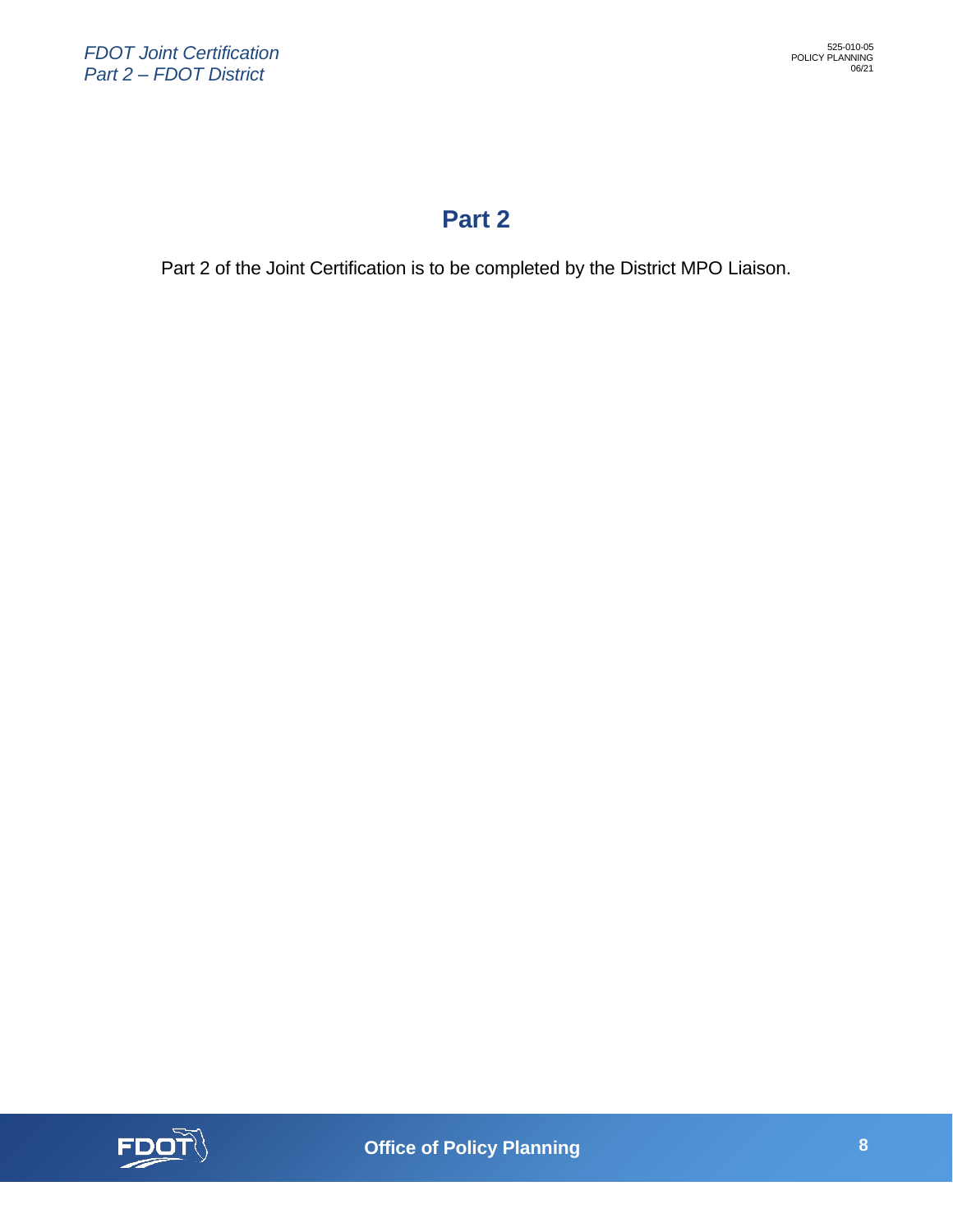# Part 2

Part 2 of the Joint Certification is to be completed by the District MPO Liaison.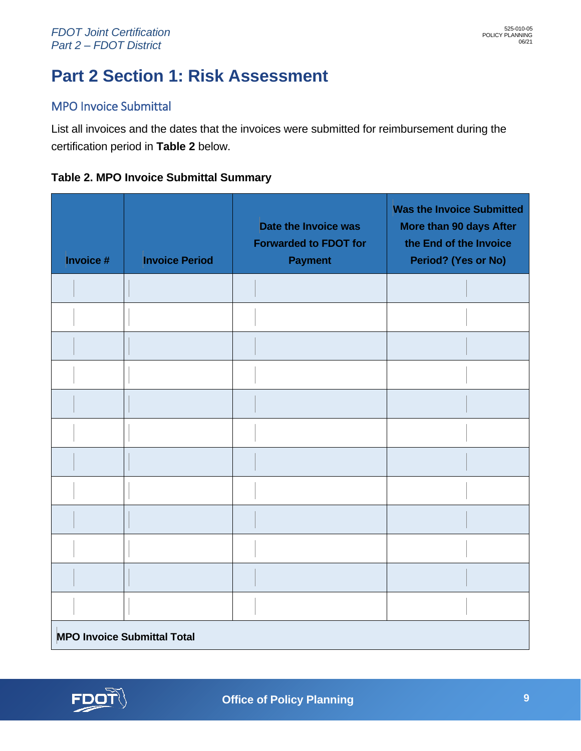# Part 2 Section 1: Risk Assessment

## MPO Invoice Submittal

List all invoices and the dates that the invoices were submitted for reimbursement during the certification period in **Table 2** below.

**Table 2. MPO Invoice Submittal Summary**

| Invoice # | Invoice Period | Date the Invoice was Forwarded to FDOT for Payment | Was the Invoice Submitted More than 90 days After the End of the Invoice Period? (Yes or No) |
|---|---|---|---|
| | | | |
| | | | |
| | | | |
| | | | |
| | | | |
| | | | |
| | | | |
| | | | |
| | | | |
| | | | |
| | | | |
| | | | |
| **MPO Invoice Submittal Total** | | | |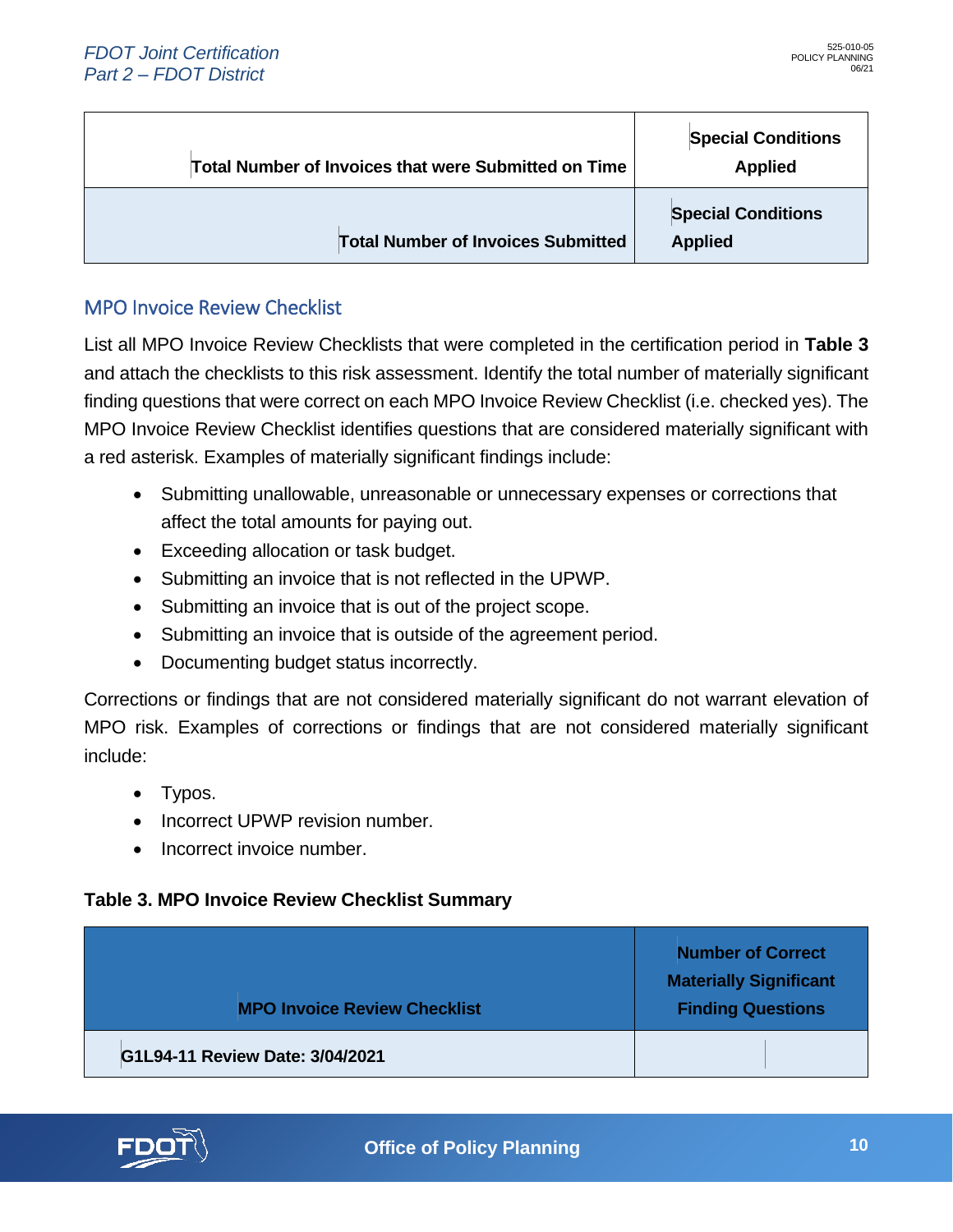| Total Number of Invoices that were Submitted on Time | Special Conditions Applied |
|---|---|
| Total Number of Invoices Submitted | Special Conditions Applied |

## MPO Invoice Review Checklist

List all MPO Invoice Review Checklists that were completed in the certification period in **Table 3** and attach the checklists to this risk assessment. Identify the total number of materially significant finding questions that were correct on each MPO Invoice Review Checklist (i.e. checked yes). The MPO Invoice Review Checklist identifies questions that are considered materially significant with a red asterisk. Examples of materially significant findings include:

- Submitting unallowable, unreasonable or unnecessary expenses or corrections that affect the total amounts for paying out.
- Exceeding allocation or task budget.
- Submitting an invoice that is not reflected in the UPWP.
- Submitting an invoice that is out of the project scope.
- Submitting an invoice that is outside of the agreement period.
- Documenting budget status incorrectly.

Corrections or findings that are not considered materially significant do not warrant elevation of MPO risk. Examples of corrections or findings that are not considered materially significant include:

- Typos.
- Incorrect UPWP revision number.
- Incorrect invoice number.

**Table 3. MPO Invoice Review Checklist Summary**

| MPO Invoice Review Checklist | Number of Correct Materially Significant Finding Questions |
|---|---|
| G1L94-11 Review Date: 3/04/2021 | |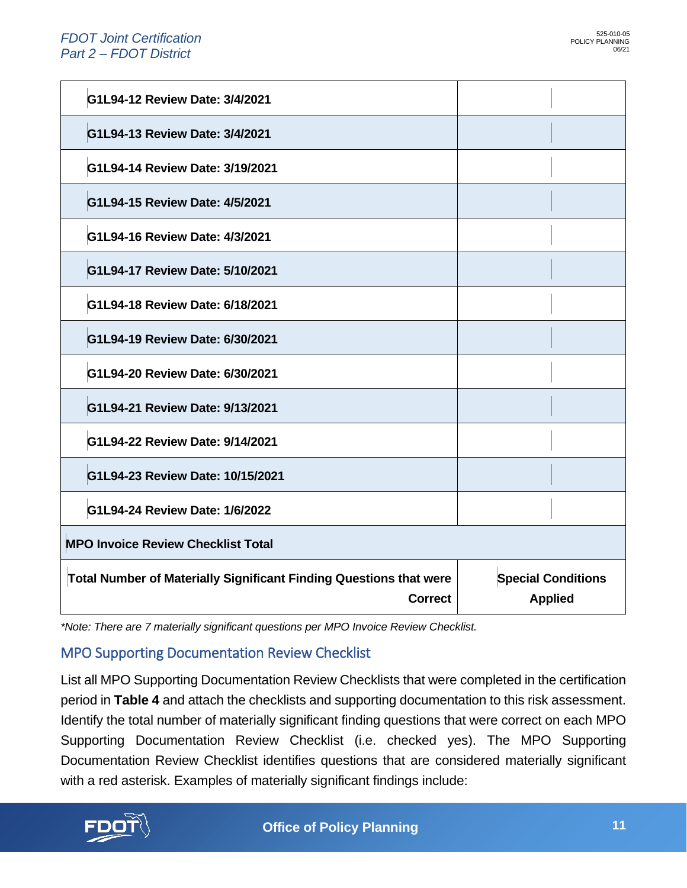| | |
|---|---|
| G1L94-12 Review Date: 3/4/2021 | |
| G1L94-13 Review Date: 3/4/2021 | |
| G1L94-14 Review Date: 3/19/2021 | |
| G1L94-15 Review Date: 4/5/2021 | |
| G1L94-16 Review Date: 4/3/2021 | |
| G1L94-17 Review Date: 5/10/2021 | |
| G1L94-18 Review Date: 6/18/2021 | |
| G1L94-19 Review Date: 6/30/2021 | |
| G1L94-20 Review Date: 6/30/2021 | |
| G1L94-21 Review Date: 9/13/2021 | |
| G1L94-22 Review Date: 9/14/2021 | |
| G1L94-23 Review Date: 10/15/2021 | |
| G1L94-24 Review Date: 1/6/2022 | |
| **MPO Invoice Review Checklist Total** | |
| **Total Number of Materially Significant Finding Questions that were Correct** | **Special Conditions Applied** |

*\*Note: There are 7 materially significant questions per MPO Invoice Review Checklist.*

## MPO Supporting Documentation Review Checklist

List all MPO Supporting Documentation Review Checklists that were completed in the certification period in **Table 4** and attach the checklists and supporting documentation to this risk assessment. Identify the total number of materially significant finding questions that were correct on each MPO Supporting Documentation Review Checklist (i.e. checked yes). The MPO Supporting Documentation Review Checklist identifies questions that are considered materially significant with a red asterisk. Examples of materially significant findings include: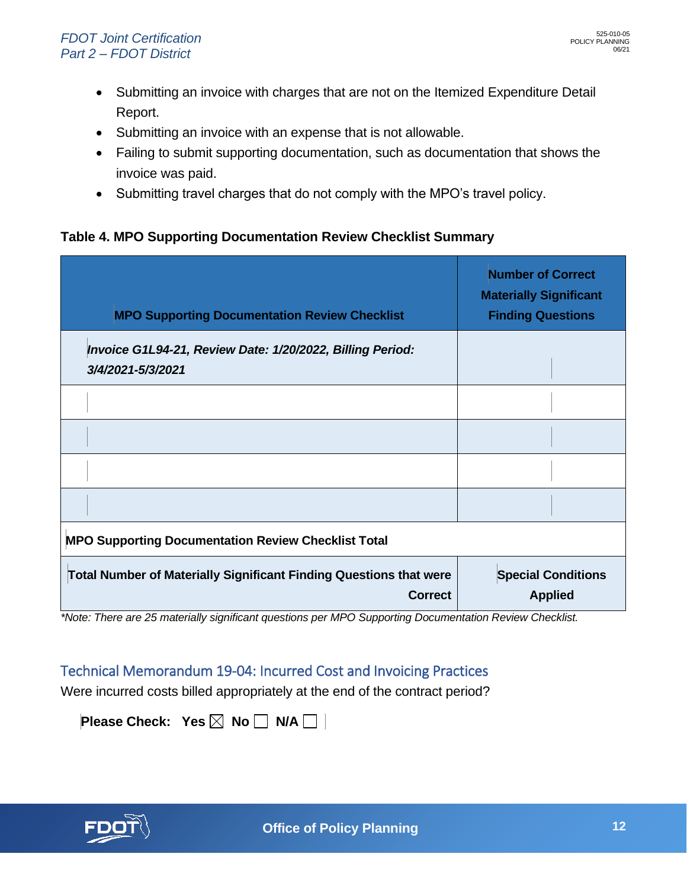- Submitting an invoice with charges that are not on the Itemized Expenditure Detail Report.
- Submitting an invoice with an expense that is not allowable.
- Failing to submit supporting documentation, such as documentation that shows the invoice was paid.
- Submitting travel charges that do not comply with the MPO's travel policy.

**Table 4. MPO Supporting Documentation Review Checklist Summary**

| MPO Supporting Documentation Review Checklist | Number of Correct Materially Significant Finding Questions |
|---|---|
| *Invoice G1L94-21, Review Date: 1/20/2022, Billing Period: 3/4/2021-5/3/2021* | |
| | |
| | |
| | |
| | |
| **MPO Supporting Documentation Review Checklist Total** | |
| **Total Number of Materially Significant Finding Questions that were Correct** | **Special Conditions Applied** |

*\*Note: There are 25 materially significant questions per MPO Supporting Documentation Review Checklist.*

## Technical Memorandum 19-04: Incurred Cost and Invoicing Practices

Were incurred costs billed appropriately at the end of the contract period?

**Please Check: Yes** ☒ **No** ☐ **N/A** ☐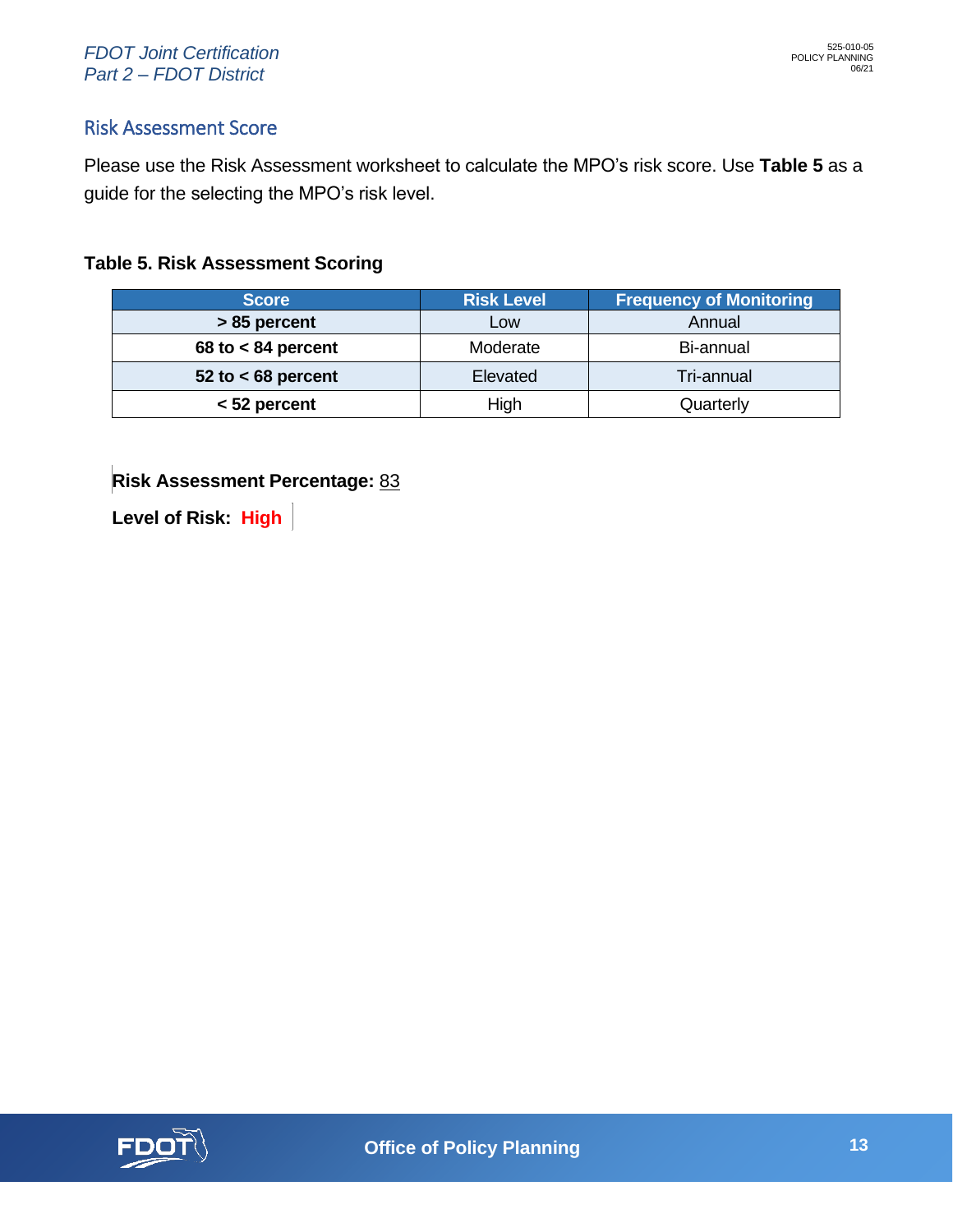## Risk Assessment Score

Please use the Risk Assessment worksheet to calculate the MPO's risk score. Use **Table 5** as a guide for the selecting the MPO's risk level.

**Table 5. Risk Assessment Scoring**

| Score | Risk Level | Frequency of Monitoring |
|---|---|---|
| **> 85 percent** | Low | Annual |
| **68 to < 84 percent** | Moderate | Bi-annual |
| **52 to < 68 percent** | Elevated | Tri-annual |
| **< 52 percent** | High | Quarterly |

**Risk Assessment Percentage:** 83

**Level of Risk:** **High**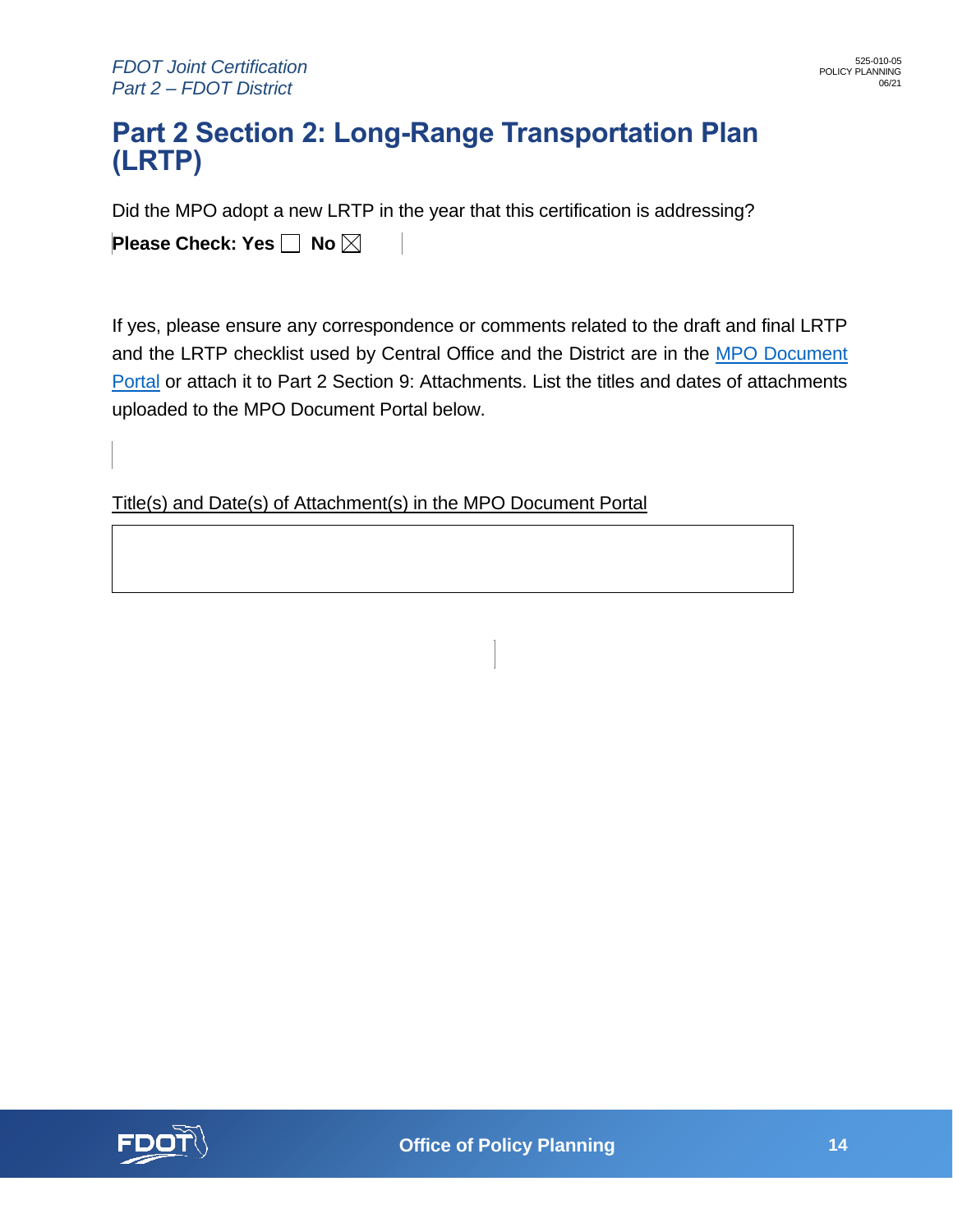# Part 2 Section 2: Long-Range Transportation Plan (LRTP)

Did the MPO adopt a new LRTP in the year that this certification is addressing?

**Please Check: Yes** ☐ **No** ☒

If yes, please ensure any correspondence or comments related to the draft and final LRTP and the LRTP checklist used by Central Office and the District are in the MPO Document Portal or attach it to Part 2 Section 9: Attachments. List the titles and dates of attachments uploaded to the MPO Document Portal below.

Title(s) and Date(s) of Attachment(s) in the MPO Document Portal

| |
|---|
| |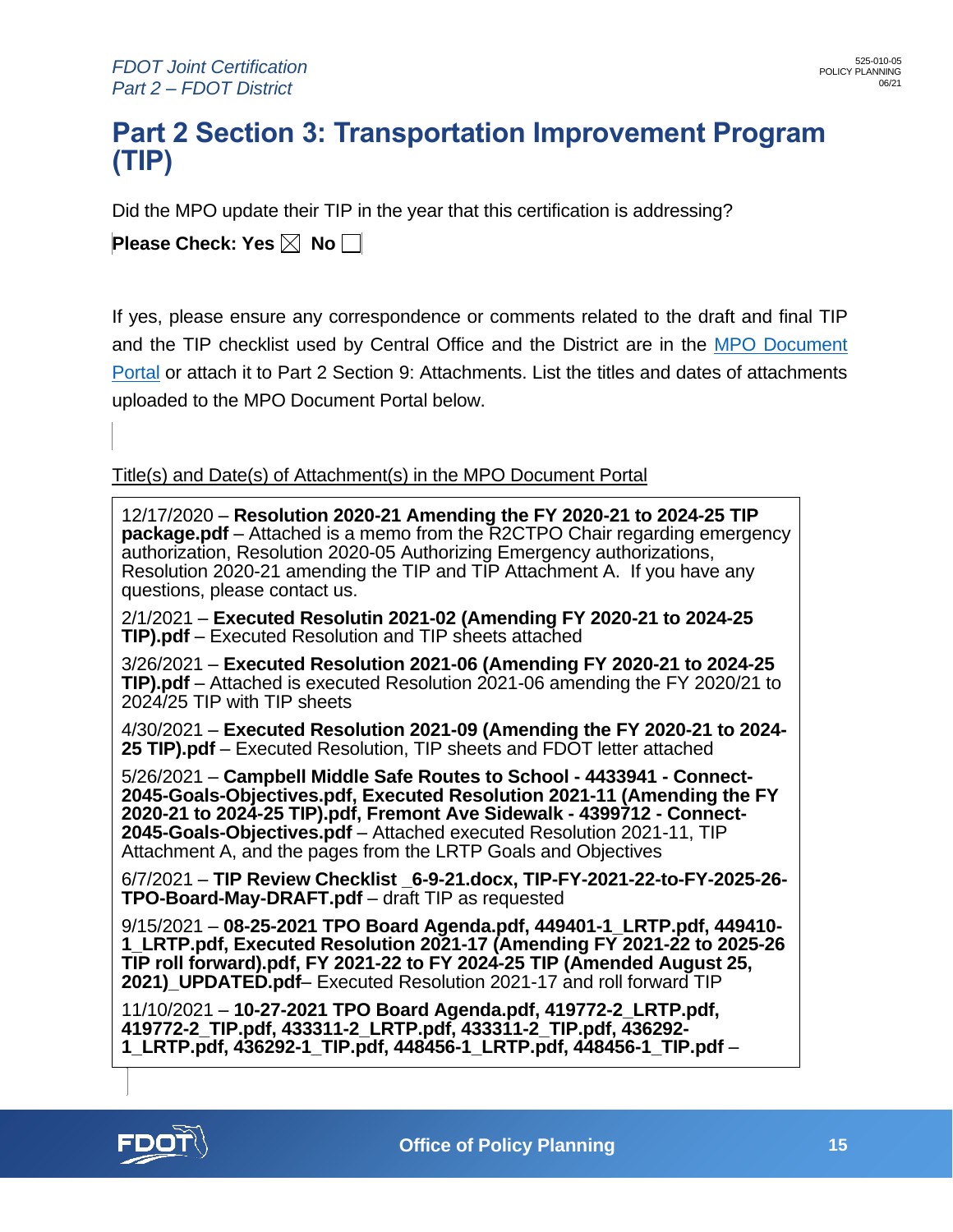# Part 2 Section 3: Transportation Improvement Program (TIP)

Did the MPO update their TIP in the year that this certification is addressing?

**Please Check: Yes** ☒ **No** ☐

If yes, please ensure any correspondence or comments related to the draft and final TIP and the TIP checklist used by Central Office and the District are in the MPO Document Portal or attach it to Part 2 Section 9: Attachments. List the titles and dates of attachments uploaded to the MPO Document Portal below.

Title(s) and Date(s) of Attachment(s) in the MPO Document Portal

12/17/2020 – **Resolution 2020-21 Amending the FY 2020-21 to 2024-25 TIP package.pdf** – Attached is a memo from the R2CTPO Chair regarding emergency authorization, Resolution 2020-05 Authorizing Emergency authorizations, Resolution 2020-21 amending the TIP and TIP Attachment A. If you have any questions, please contact us.

2/1/2021 – **Executed Resolutin 2021-02 (Amending FY 2020-21 to 2024-25 TIP).pdf** – Executed Resolution and TIP sheets attached

3/26/2021 – **Executed Resolution 2021-06 (Amending FY 2020-21 to 2024-25 TIP).pdf** – Attached is executed Resolution 2021-06 amending the FY 2020/21 to 2024/25 TIP with TIP sheets

4/30/2021 – **Executed Resolution 2021-09 (Amending the FY 2020-21 to 2024-25 TIP).pdf** – Executed Resolution, TIP sheets and FDOT letter attached

5/26/2021 – **Campbell Middle Safe Routes to School - 4433941 - Connect-2045-Goals-Objectives.pdf, Executed Resolution 2021-11 (Amending the FY 2020-21 to 2024-25 TIP).pdf, Fremont Ave Sidewalk - 4399712 - Connect-2045-Goals-Objectives.pdf** – Attached executed Resolution 2021-11, TIP Attachment A, and the pages from the LRTP Goals and Objectives

6/7/2021 – **TIP Review Checklist _6-9-21.docx, TIP-FY-2021-22-to-FY-2025-26-TPO-Board-May-DRAFT.pdf** – draft TIP as requested

9/15/2021 – **08-25-2021 TPO Board Agenda.pdf, 449401-1_LRTP.pdf, 449410-1_LRTP.pdf, Executed Resolution 2021-17 (Amending FY 2021-22 to 2025-26 TIP roll forward).pdf, FY 2021-22 to FY 2024-25 TIP (Amended August 25, 2021)_UPDATED.pdf**– Executed Resolution 2021-17 and roll forward TIP

11/10/2021 – **10-27-2021 TPO Board Agenda.pdf, 419772-2_LRTP.pdf, 419772-2_TIP.pdf, 433311-2_LRTP.pdf, 433311-2_TIP.pdf, 436292-1_LRTP.pdf, 436292-1_TIP.pdf, 448456-1_LRTP.pdf, 448456-1_TIP.pdf** –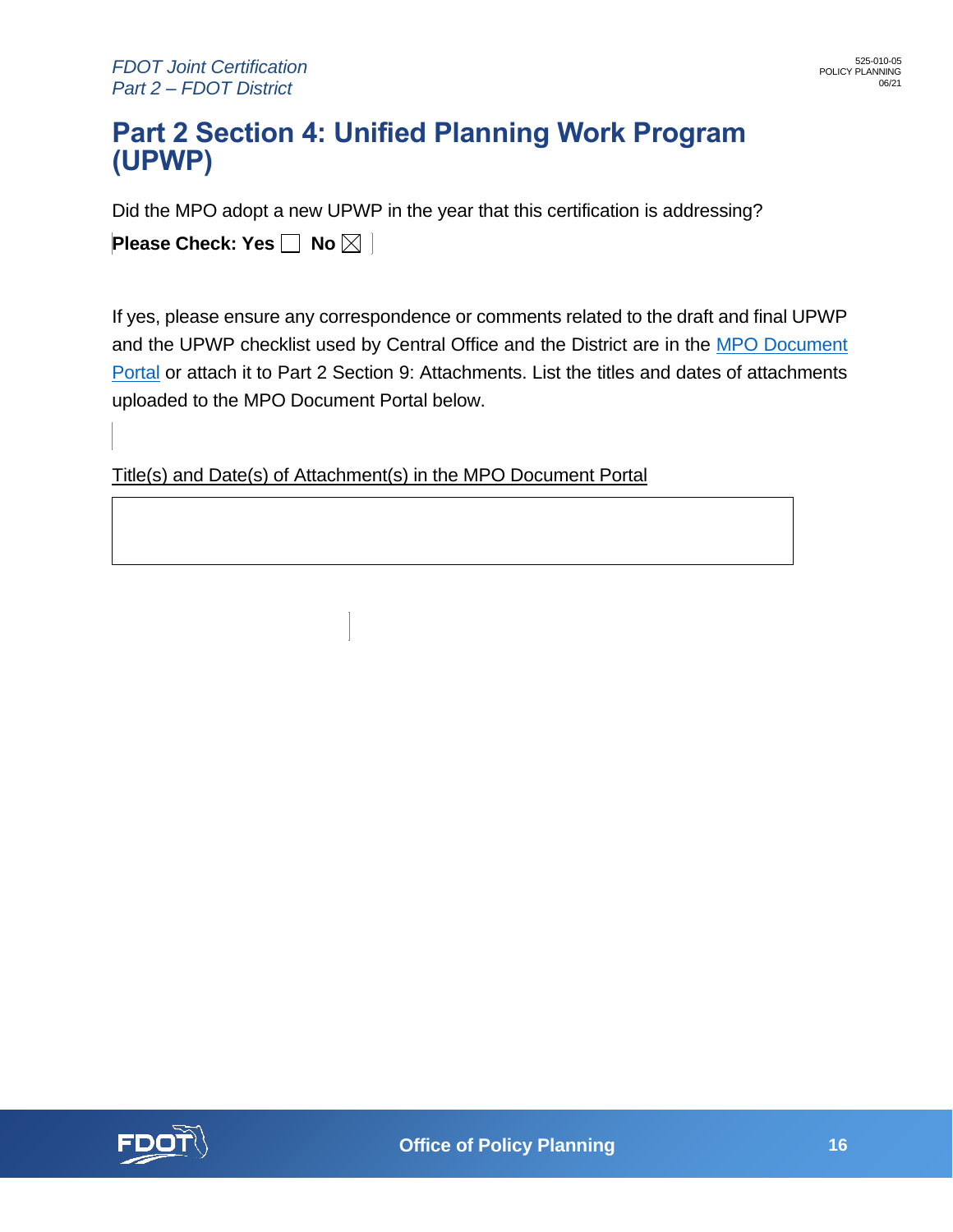# Part 2 Section 4: Unified Planning Work Program (UPWP)

Did the MPO adopt a new UPWP in the year that this certification is addressing?

**Please Check: Yes** ☐ **No** ☒

If yes, please ensure any correspondence or comments related to the draft and final UPWP and the UPWP checklist used by Central Office and the District are in the MPO Document Portal or attach it to Part 2 Section 9: Attachments. List the titles and dates of attachments uploaded to the MPO Document Portal below.

Title(s) and Date(s) of Attachment(s) in the MPO Document Portal

|   |
|---|
|   |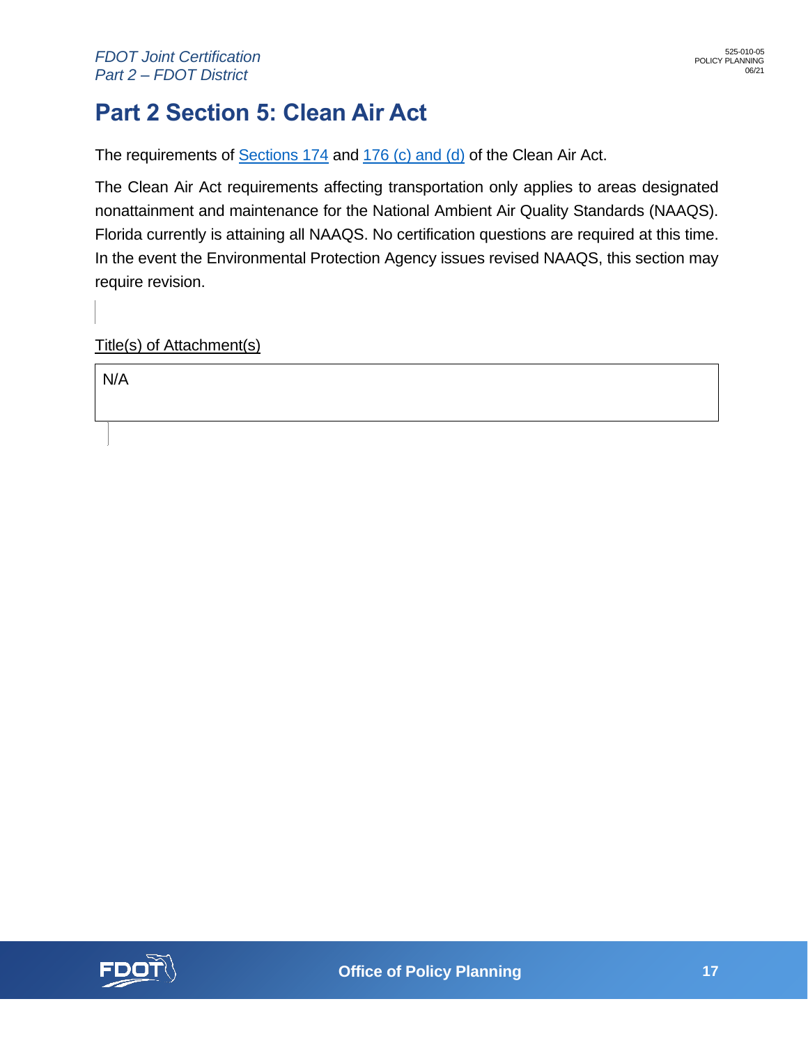# Part 2 Section 5: Clean Air Act

The requirements of Sections 174 and 176 (c) and (d) of the Clean Air Act.

The Clean Air Act requirements affecting transportation only applies to areas designated nonattainment and maintenance for the National Ambient Air Quality Standards (NAAQS). Florida currently is attaining all NAAQS. No certification questions are required at this time. In the event the Environmental Protection Agency issues revised NAAQS, this section may require revision.

Title(s) of Attachment(s)

| N/A |
|---|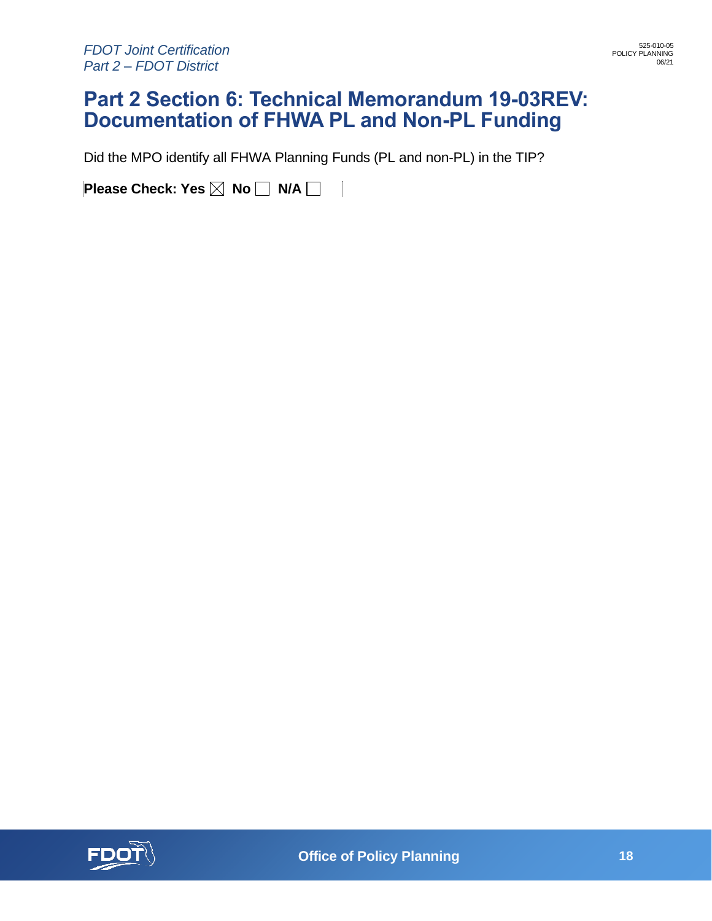# Part 2 Section 6: Technical Memorandum 19-03REV: Documentation of FHWA PL and Non-PL Funding

Did the MPO identify all FHWA Planning Funds (PL and non-PL) in the TIP?

**Please Check: Yes** ☒ **No** ☐ **N/A** ☐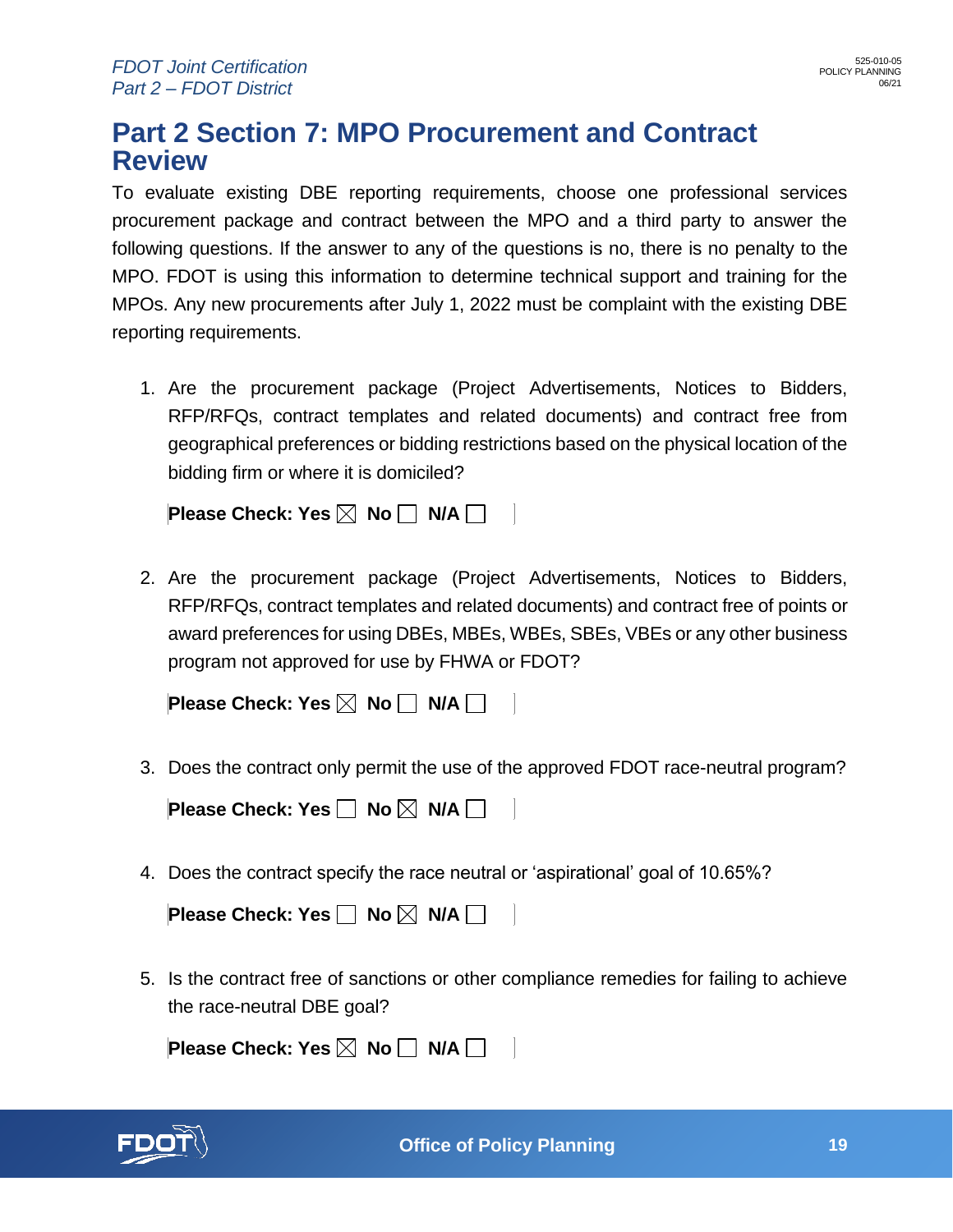## Part 2 Section 7: MPO Procurement and Contract Review

To evaluate existing DBE reporting requirements, choose one professional services procurement package and contract between the MPO and a third party to answer the following questions. If the answer to any of the questions is no, there is no penalty to the MPO. FDOT is using this information to determine technical support and training for the MPOs. Any new procurements after July 1, 2022 must be complaint with the existing DBE reporting requirements.

1. Are the procurement package (Project Advertisements, Notices to Bidders, RFP/RFQs, contract templates and related documents) and contract free from geographical preferences or bidding restrictions based on the physical location of the bidding firm or where it is domiciled?

   **Please Check: Yes** ☒ **No** ☐ **N/A** ☐

2. Are the procurement package (Project Advertisements, Notices to Bidders, RFP/RFQs, contract templates and related documents) and contract free of points or award preferences for using DBEs, MBEs, WBEs, SBEs, VBEs or any other business program not approved for use by FHWA or FDOT?

   **Please Check: Yes** ☒ **No** ☐ **N/A** ☐

3. Does the contract only permit the use of the approved FDOT race-neutral program?

   **Please Check: Yes** ☐ **No** ☒ **N/A** ☐

4. Does the contract specify the race neutral or 'aspirational' goal of 10.65%?

   **Please Check: Yes** ☐ **No** ☒ **N/A** ☐

5. Is the contract free of sanctions or other compliance remedies for failing to achieve the race-neutral DBE goal?

   **Please Check: Yes** ☒ **No** ☐ **N/A** ☐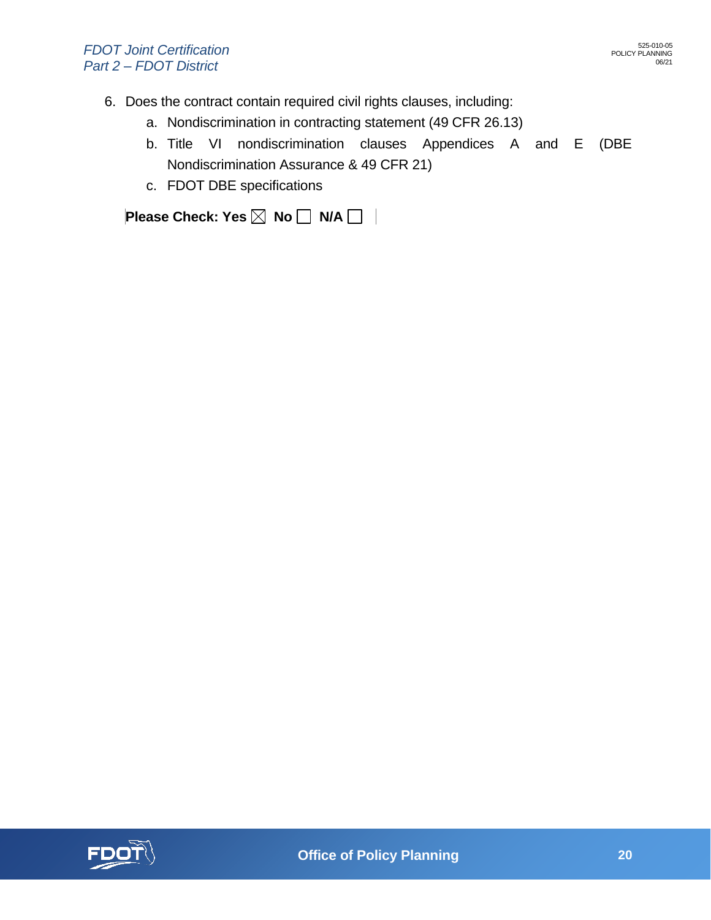6. Does the contract contain required civil rights clauses, including:
    a. Nondiscrimination in contracting statement (49 CFR 26.13)
    b. Title VI nondiscrimination clauses Appendices A and E (DBE Nondiscrimination Assurance & 49 CFR 21)
    c. FDOT DBE specifications

**Please Check: Yes** ☒ **No** ☐ **N/A** ☐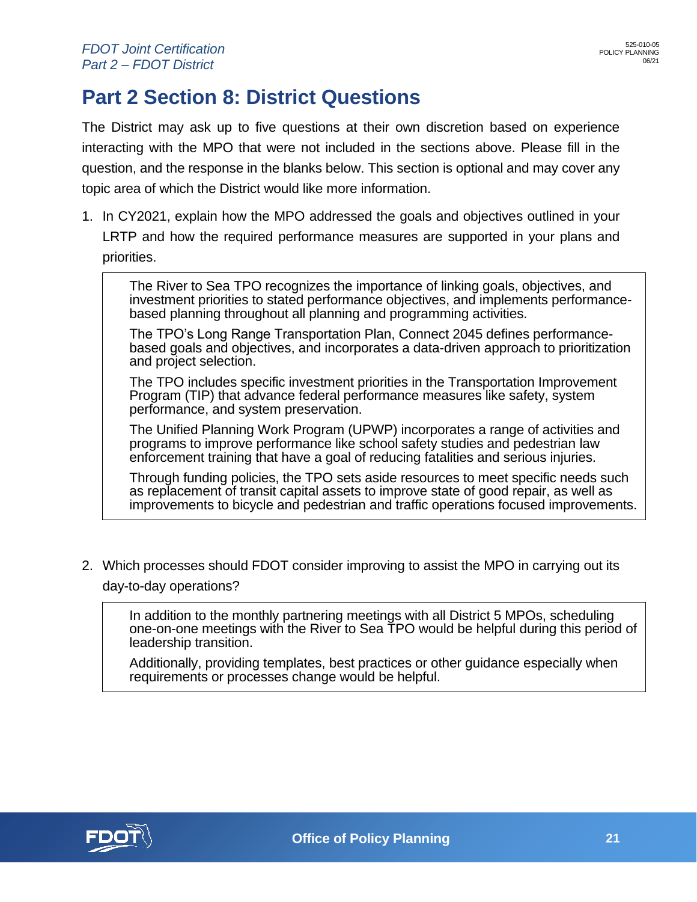# Part 2 Section 8: District Questions

The District may ask up to five questions at their own discretion based on experience interacting with the MPO that were not included in the sections above. Please fill in the question, and the response in the blanks below. This section is optional and may cover any topic area of which the District would like more information.

1. In CY2021, explain how the MPO addressed the goals and objectives outlined in your LRTP and how the required performance measures are supported in your plans and priorities.

> The River to Sea TPO recognizes the importance of linking goals, objectives, and investment priorities to stated performance objectives, and implements performance-based planning throughout all planning and programming activities.
>
> The TPO's Long Range Transportation Plan, Connect 2045 defines performance-based goals and objectives, and incorporates a data-driven approach to prioritization and project selection.
>
> The TPO includes specific investment priorities in the Transportation Improvement Program (TIP) that advance federal performance measures like safety, system performance, and system preservation.
>
> The Unified Planning Work Program (UPWP) incorporates a range of activities and programs to improve performance like school safety studies and pedestrian law enforcement training that have a goal of reducing fatalities and serious injuries.
>
> Through funding policies, the TPO sets aside resources to meet specific needs such as replacement of transit capital assets to improve state of good repair, as well as improvements to bicycle and pedestrian and traffic operations focused improvements.

2. Which processes should FDOT consider improving to assist the MPO in carrying out its day-to-day operations?

> In addition to the monthly partnering meetings with all District 5 MPOs, scheduling one-on-one meetings with the River to Sea TPO would be helpful during this period of leadership transition.
>
> Additionally, providing templates, best practices or other guidance especially when requirements or processes change would be helpful.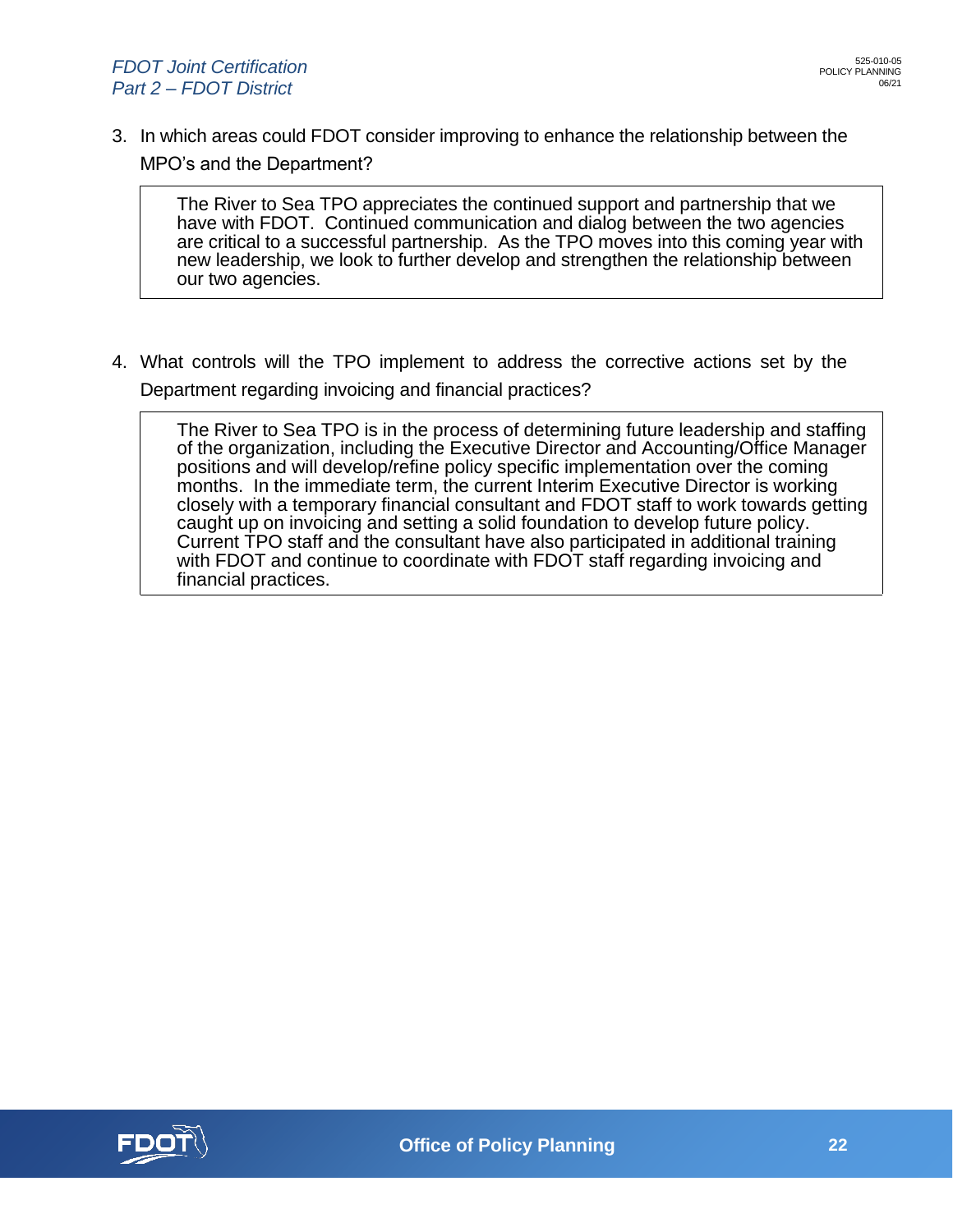3. In which areas could FDOT consider improving to enhance the relationship between the MPO's and the Department?

   > The River to Sea TPO appreciates the continued support and partnership that we have with FDOT. Continued communication and dialog between the two agencies are critical to a successful partnership. As the TPO moves into this coming year with new leadership, we look to further develop and strengthen the relationship between our two agencies.

4. What controls will the TPO implement to address the corrective actions set by the Department regarding invoicing and financial practices?

   > The River to Sea TPO is in the process of determining future leadership and staffing of the organization, including the Executive Director and Accounting/Office Manager positions and will develop/refine policy specific implementation over the coming months. In the immediate term, the current Interim Executive Director is working closely with a temporary financial consultant and FDOT staff to work towards getting caught up on invoicing and setting a solid foundation to develop future policy. Current TPO staff and the consultant have also participated in additional training with FDOT and continue to coordinate with FDOT staff regarding invoicing and financial practices.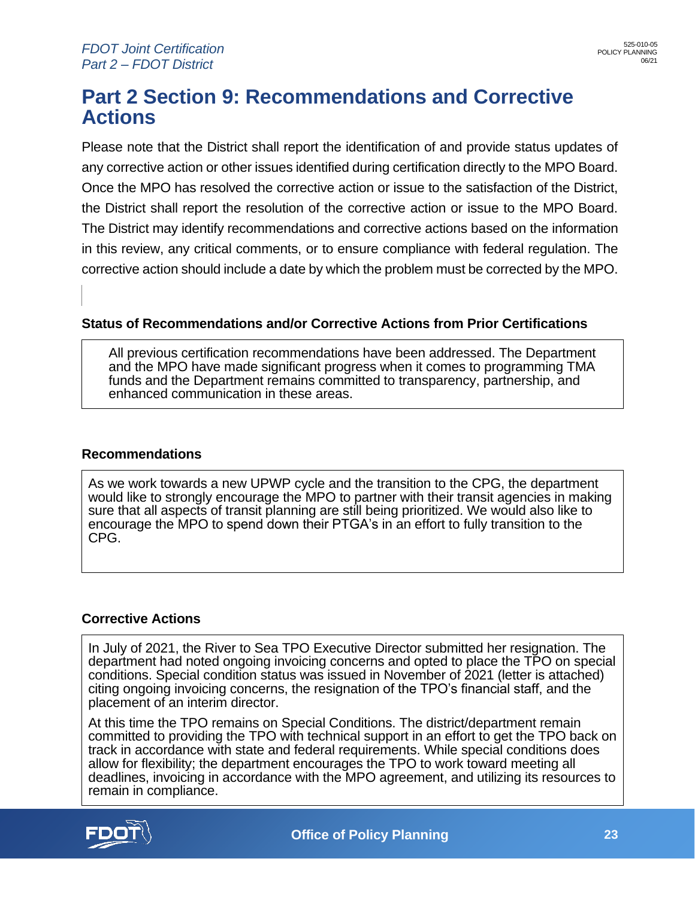# Part 2 Section 9: Recommendations and Corrective Actions

Please note that the District shall report the identification of and provide status updates of any corrective action or other issues identified during certification directly to the MPO Board. Once the MPO has resolved the corrective action or issue to the satisfaction of the District, the District shall report the resolution of the corrective action or issue to the MPO Board. The District may identify recommendations and corrective actions based on the information in this review, any critical comments, or to ensure compliance with federal regulation. The corrective action should include a date by which the problem must be corrected by the MPO.

**Status of Recommendations and/or Corrective Actions from Prior Certifications**

All previous certification recommendations have been addressed. The Department and the MPO have made significant progress when it comes to programming TMA funds and the Department remains committed to transparency, partnership, and enhanced communication in these areas.

**Recommendations**

As we work towards a new UPWP cycle and the transition to the CPG, the department would like to strongly encourage the MPO to partner with their transit agencies in making sure that all aspects of transit planning are still being prioritized. We would also like to encourage the MPO to spend down their PTGA's in an effort to fully transition to the CPG.

**Corrective Actions**

In July of 2021, the River to Sea TPO Executive Director submitted her resignation. The department had noted ongoing invoicing concerns and opted to place the TPO on special conditions. Special condition status was issued in November of 2021 (letter is attached) citing ongoing invoicing concerns, the resignation of the TPO's financial staff, and the placement of an interim director.

At this time the TPO remains on Special Conditions. The district/department remain committed to providing the TPO with technical support in an effort to get the TPO back on track in accordance with state and federal requirements. While special conditions does allow for flexibility; the department encourages the TPO to work toward meeting all deadlines, invoicing in accordance with the MPO agreement, and utilizing its resources to remain in compliance.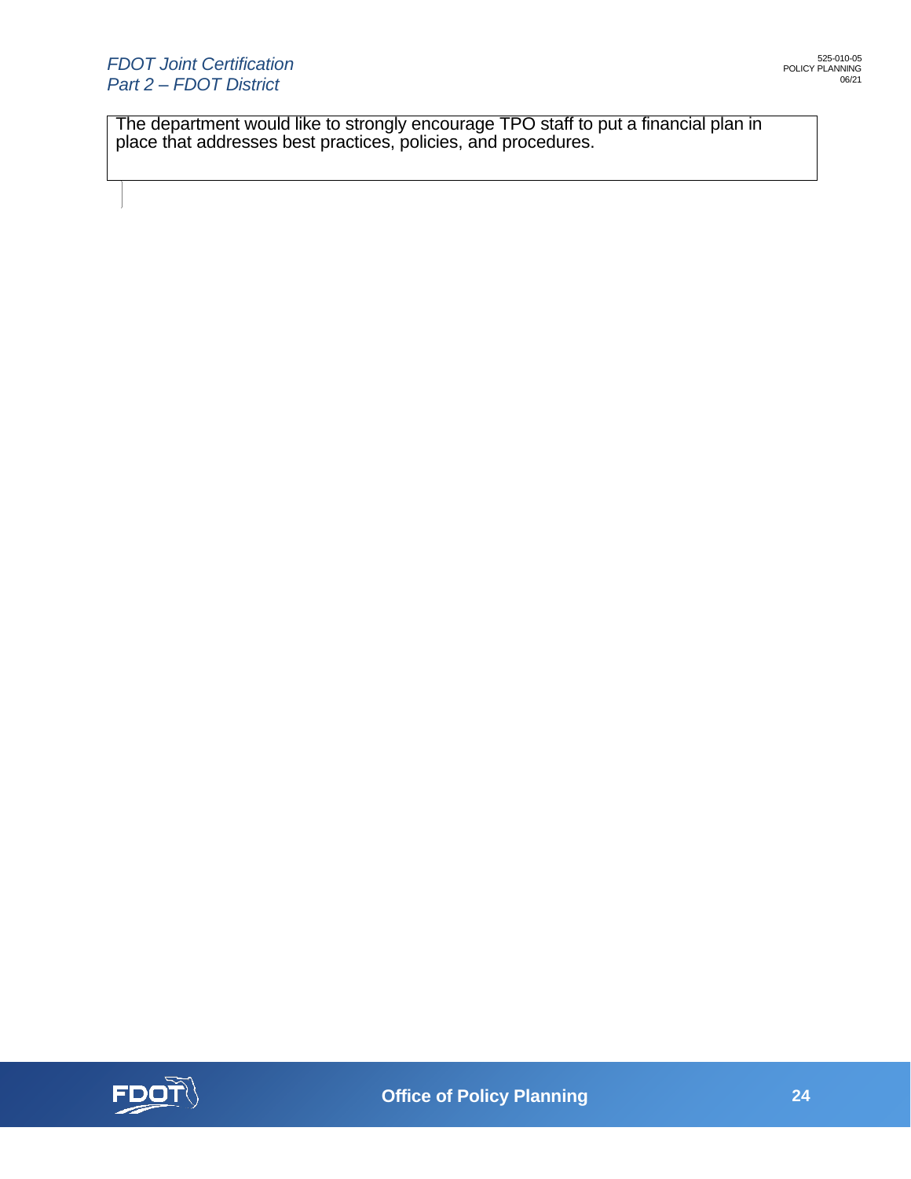The department would like to strongly encourage TPO staff to put a financial plan in place that addresses best practices, policies, and procedures.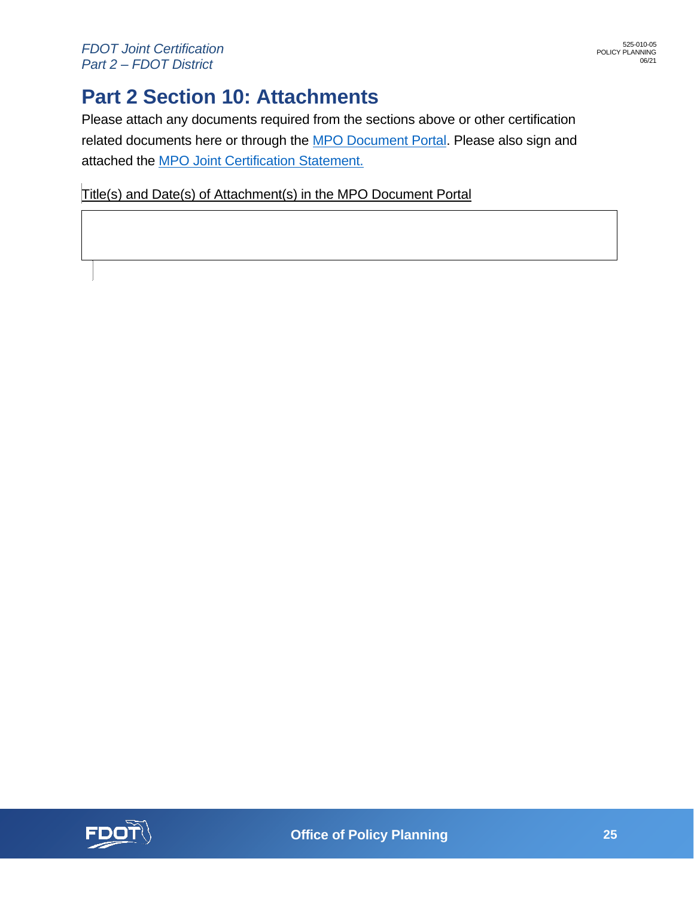## Part 2 Section 10: Attachments

Please attach any documents required from the sections above or other certification related documents here or through the [MPO Document Portal](). Please also sign and attached the [MPO Joint Certification Statement.]()

Title(s) and Date(s) of Attachment(s) in the MPO Document Portal

| |
|---|
| |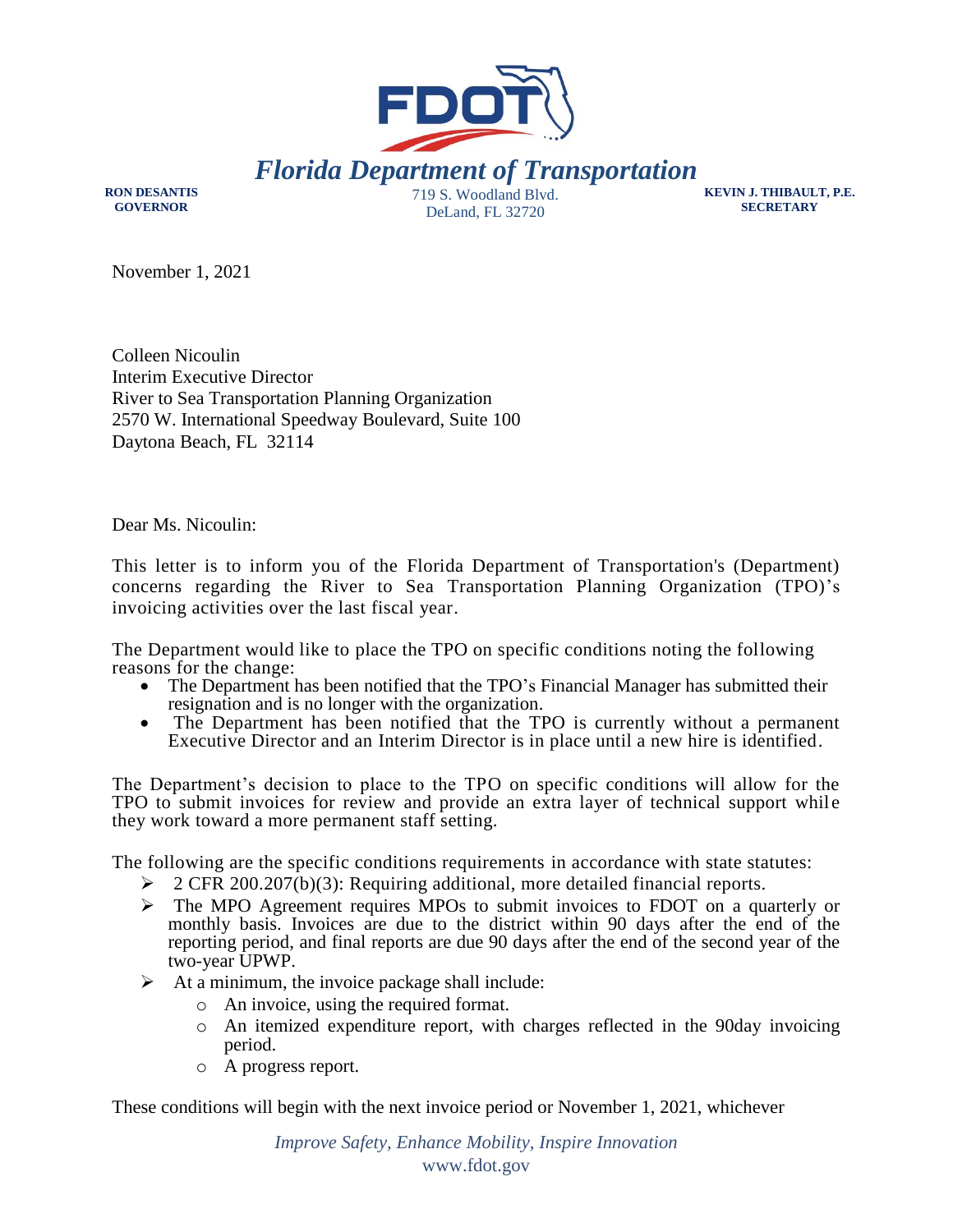**Florida Department of Transportation**

**RON DESANTIS**
**GOVERNOR**

719 S. Woodland Blvd.
DeLand, FL 32720

**KEVIN J. THIBAULT, P.E.**
**SECRETARY**

November 1, 2021

Colleen Nicoulin
Interim Executive Director
River to Sea Transportation Planning Organization
2570 W. International Speedway Boulevard, Suite 100
Daytona Beach, FL 32114

Dear Ms. Nicoulin:

This letter is to inform you of the Florida Department of Transportation's (Department) concerns regarding the River to Sea Transportation Planning Organization (TPO)'s invoicing activities over the last fiscal year.

The Department would like to place the TPO on specific conditions noting the following reasons for the change:

- The Department has been notified that the TPO's Financial Manager has submitted their resignation and is no longer with the organization.
- The Department has been notified that the TPO is currently without a permanent Executive Director and an Interim Director is in place until a new hire is identified.

The Department's decision to place to the TPO on specific conditions will allow for the TPO to submit invoices for review and provide an extra layer of technical support while they work toward a more permanent staff setting.

The following are the specific conditions requirements in accordance with state statutes:

- 2 CFR 200.207(b)(3): Requiring additional, more detailed financial reports.
- The MPO Agreement requires MPOs to submit invoices to FDOT on a quarterly or monthly basis. Invoices are due to the district within 90 days after the end of the reporting period, and final reports are due 90 days after the end of the second year of the two-year UPWP.
- At a minimum, the invoice package shall include:
  - An invoice, using the required format.
  - An itemized expenditure report, with charges reflected in the 90day invoicing period.
  - A progress report.

These conditions will begin with the next invoice period or November 1, 2021, whichever

*Improve Safety, Enhance Mobility, Inspire Innovation*
www.fdot.gov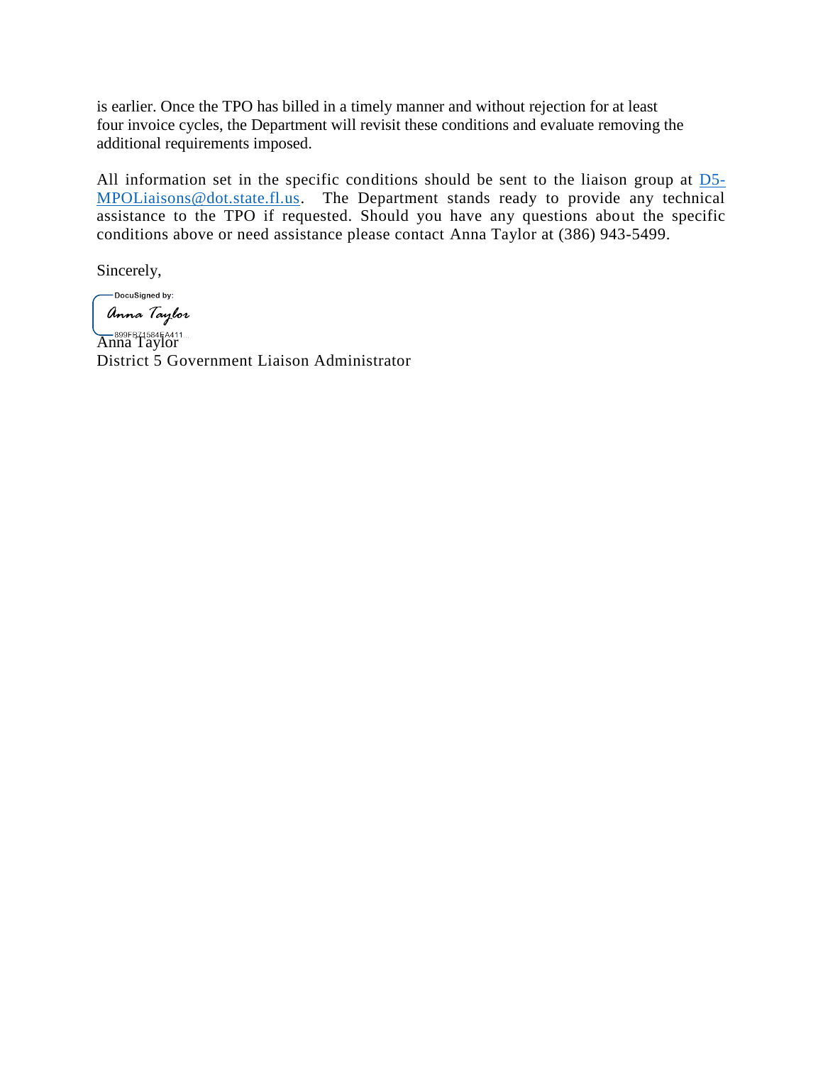is earlier. Once the TPO has billed in a timely manner and without rejection for at least four invoice cycles, the Department will revisit these conditions and evaluate removing the additional requirements imposed.

All information set in the specific conditions should be sent to the liaison group at D5-MPOLiaisons@dot.state.fl.us. The Department stands ready to provide any technical assistance to the TPO if requested. Should you have any questions about the specific conditions above or need assistance please contact Anna Taylor at (386) 943-5499.

Sincerely,

DocuSigned by:
Anna Taylor
899FB71584EA411...

Anna Taylor
District 5 Government Liaison Administrator